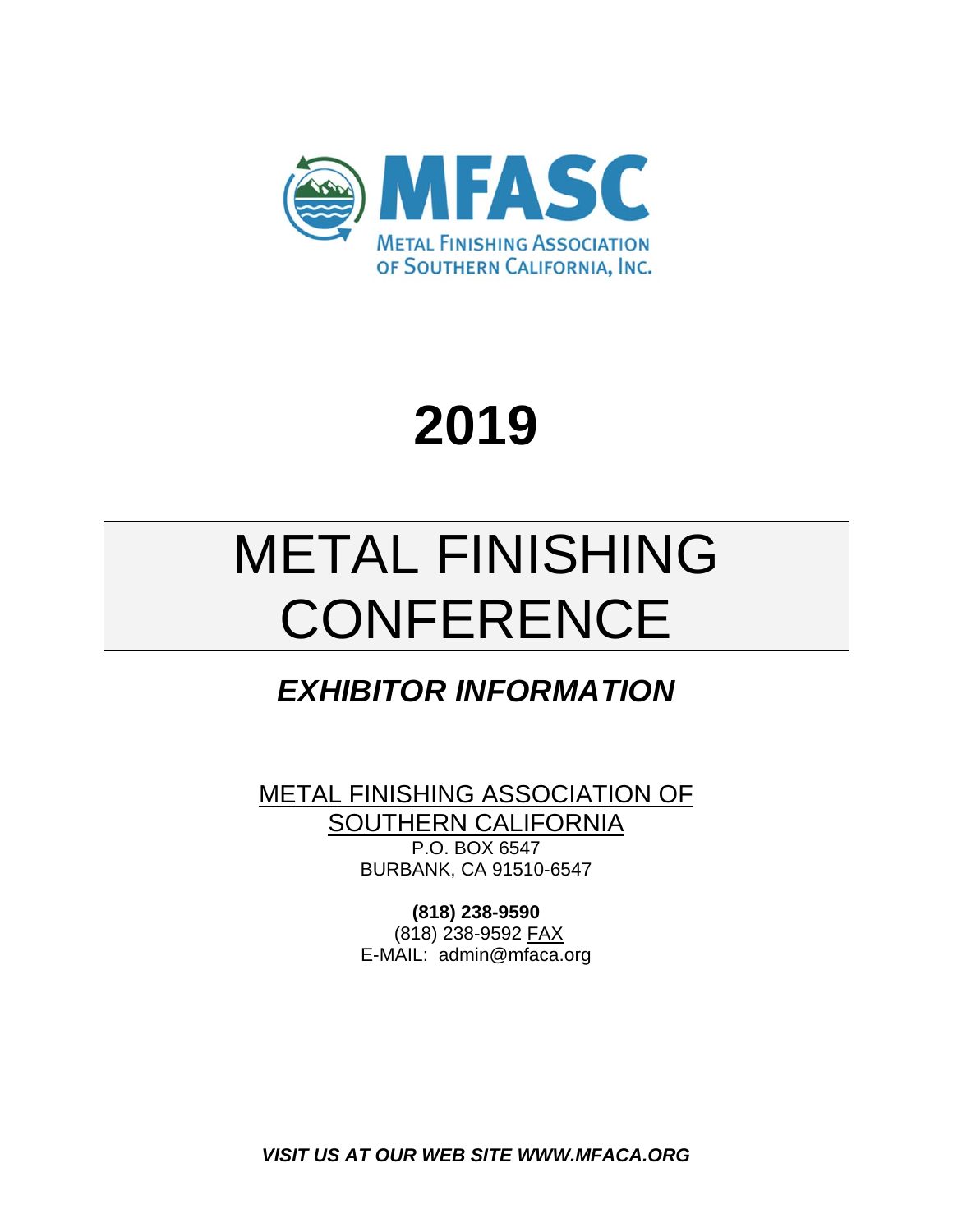MFASC

METAL FINISHING ASSOCIATION OF SOUTHERN CALIFORNIA, INC.

# 2019

# METAL FINISHING CONFERENCE

## *EXHIBITOR INFORMATION*

METAL FINISHING ASSOCIATION OF SOUTHERN CALIFORNIA

P.O. BOX 6547
BURBANK, CA 91510-6547

**(818) 238-9590**
(818) 238-9592 FAX
E-MAIL: admin@mfaca.org

***VISIT US AT OUR WEB SITE WWW.MFACA.ORG***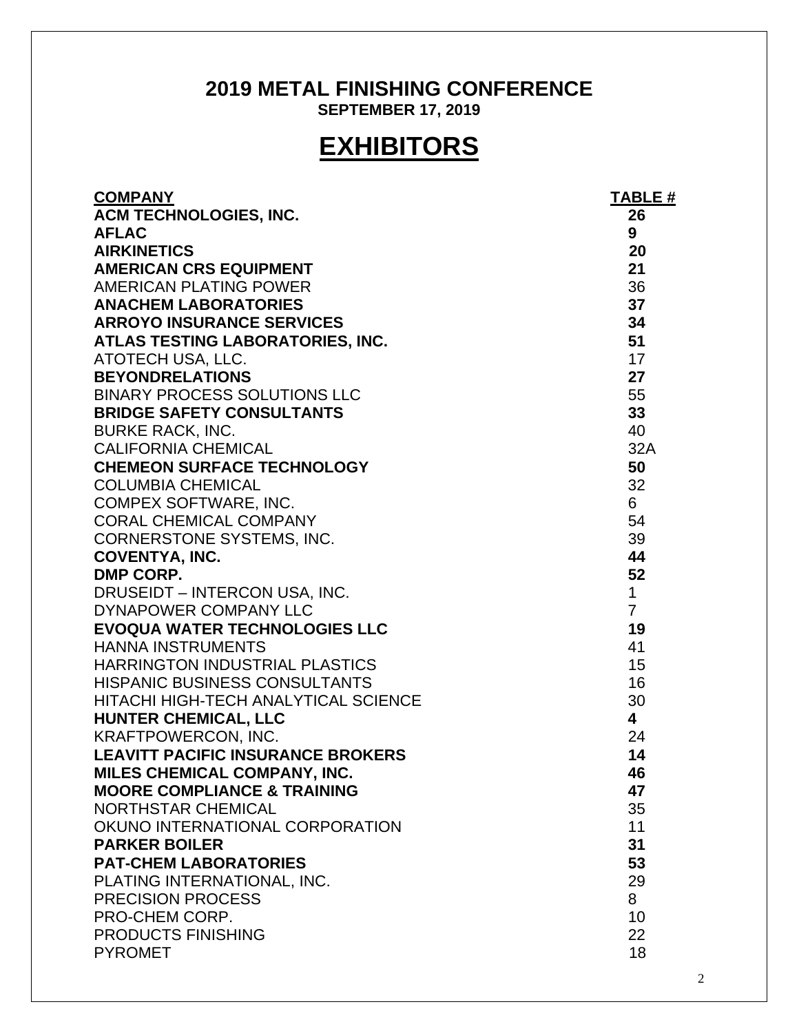# 2019 METAL FINISHING CONFERENCE

**SEPTEMBER 17, 2019**

## EXHIBITORS

| COMPANY | TABLE # |
|---|---|
| **ACM TECHNOLOGIES, INC.** | **26** |
| **AFLAC** | **9** |
| **AIRKINETICS** | **20** |
| **AMERICAN CRS EQUIPMENT** | **21** |
| AMERICAN PLATING POWER | 36 |
| **ANACHEM LABORATORIES** | **37** |
| **ARROYO INSURANCE SERVICES** | **34** |
| **ATLAS TESTING LABORATORIES, INC.** | **51** |
| ATOTECH USA, LLC. | 17 |
| **BEYONDRELATIONS** | **27** |
| BINARY PROCESS SOLUTIONS LLC | 55 |
| **BRIDGE SAFETY CONSULTANTS** | **33** |
| BURKE RACK, INC. | 40 |
| CALIFORNIA CHEMICAL | 32A |
| **CHEMEON SURFACE TECHNOLOGY** | **50** |
| COLUMBIA CHEMICAL | 32 |
| COMPEX SOFTWARE, INC. | 6 |
| CORAL CHEMICAL COMPANY | 54 |
| CORNERSTONE SYSTEMS, INC. | 39 |
| **COVENTYA, INC.** | **44** |
| **DMP CORP.** | **52** |
| DRUSEIDT – INTERCON USA, INC. | 1 |
| DYNAPOWER COMPANY LLC | 7 |
| **EVOQUA WATER TECHNOLOGIES LLC** | **19** |
| HANNA INSTRUMENTS | 41 |
| HARRINGTON INDUSTRIAL PLASTICS | 15 |
| HISPANIC BUSINESS CONSULTANTS | 16 |
| HITACHI HIGH-TECH ANALYTICAL SCIENCE | 30 |
| **HUNTER CHEMICAL, LLC** | **4** |
| KRAFTPOWERCON, INC. | 24 |
| **LEAVITT PACIFIC INSURANCE BROKERS** | **14** |
| **MILES CHEMICAL COMPANY, INC.** | **46** |
| **MOORE COMPLIANCE & TRAINING** | **47** |
| NORTHSTAR CHEMICAL | 35 |
| OKUNO INTERNATIONAL CORPORATION | 11 |
| **PARKER BOILER** | **31** |
| **PAT-CHEM LABORATORIES** | **53** |
| PLATING INTERNATIONAL, INC. | 29 |
| PRECISION PROCESS | 8 |
| PRO-CHEM CORP. | 10 |
| PRODUCTS FINISHING | 22 |
| PYROMET | 18 |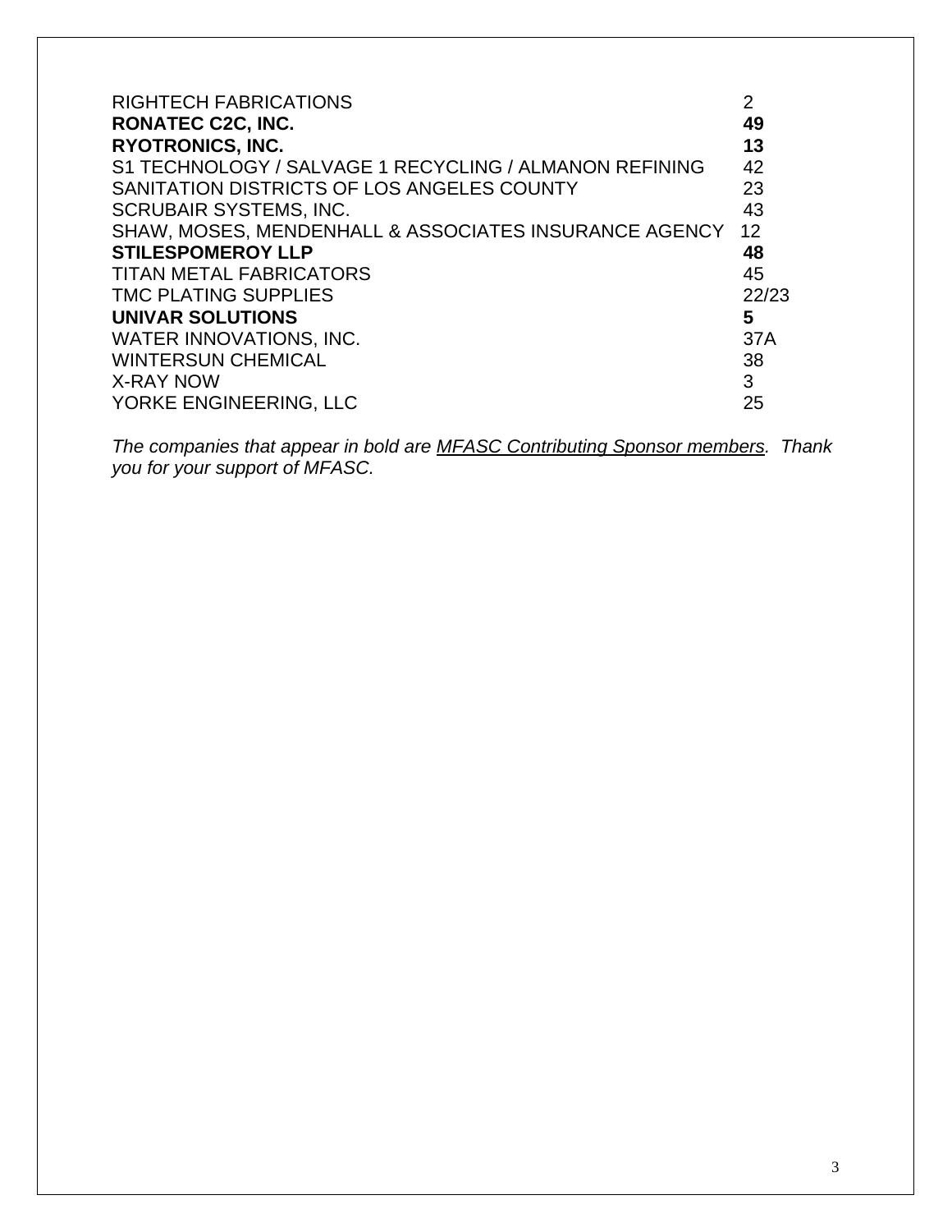| | |
|---|---|
| RIGHTECH FABRICATIONS | 2 |
| **RONATEC C2C, INC.** | **49** |
| **RYOTRONICS, INC.** | **13** |
| S1 TECHNOLOGY / SALVAGE 1 RECYCLING / ALMANON REFINING | 42 |
| SANITATION DISTRICTS OF LOS ANGELES COUNTY | 23 |
| SCRUBAIR SYSTEMS, INC. | 43 |
| SHAW, MOSES, MENDENHALL & ASSOCIATES INSURANCE AGENCY | 12 |
| **STILESPOMEROY LLP** | **48** |
| TITAN METAL FABRICATORS | 45 |
| TMC PLATING SUPPLIES | 22/23 |
| **UNIVAR SOLUTIONS** | **5** |
| WATER INNOVATIONS, INC. | 37A |
| WINTERSUN CHEMICAL | 38 |
| X-RAY NOW | 3 |
| YORKE ENGINEERING, LLC | 25 |

*The companies that appear in bold are <u>MFASC Contributing Sponsor members</u>. Thank you for your support of MFASC.*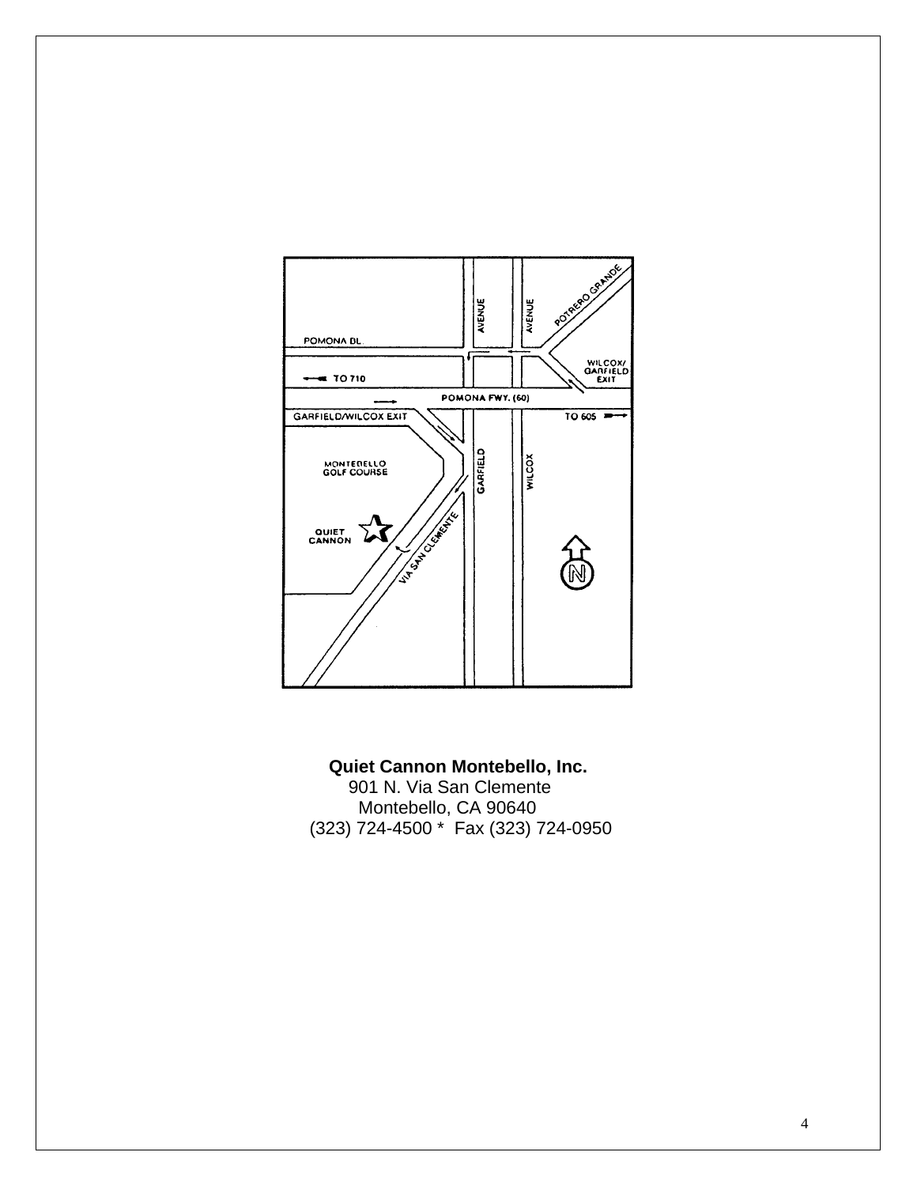**Quiet Cannon Montebello, Inc.**
901 N. Via San Clemente
Montebello, CA 90640
(323) 724-4500 * Fax (323) 724-0950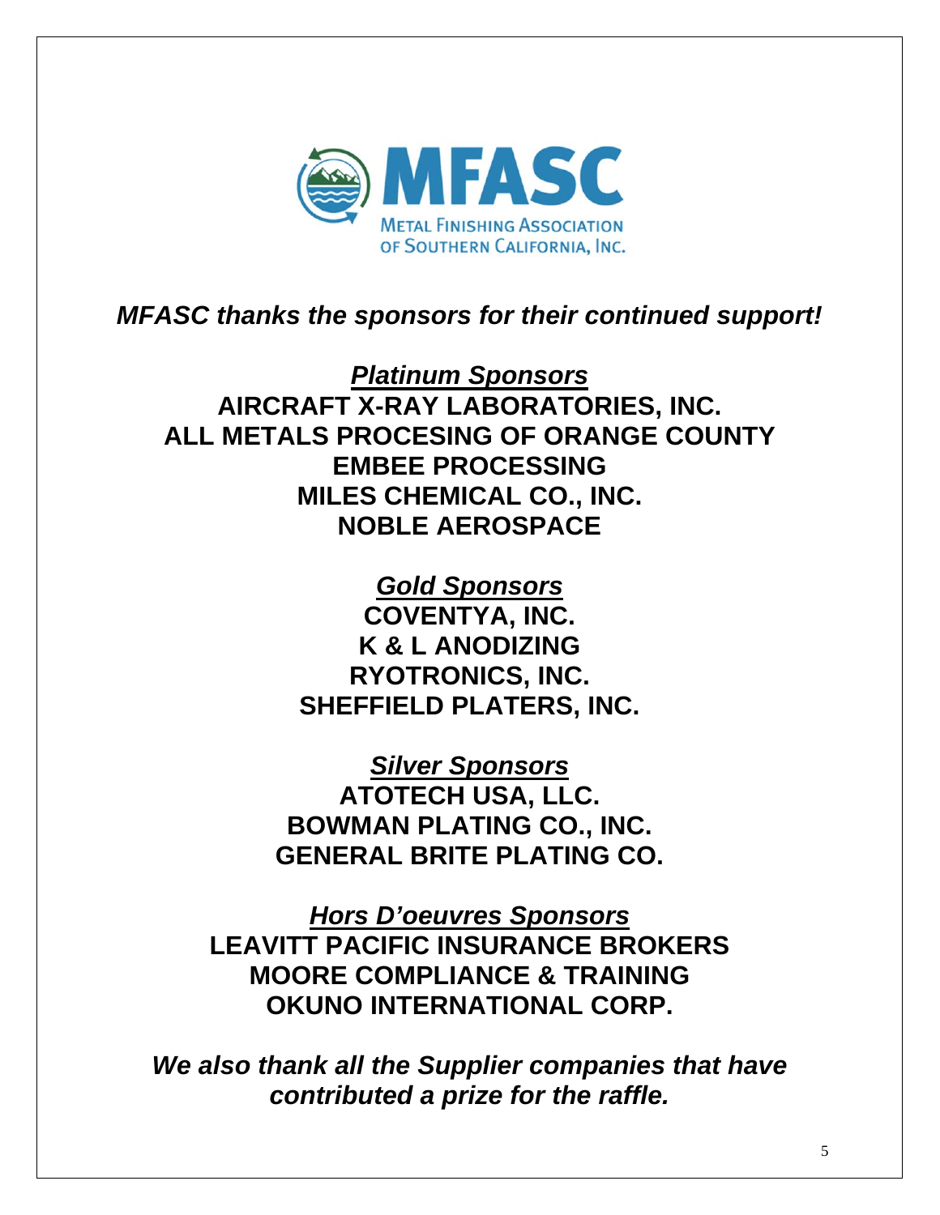MFASC

METAL FINISHING ASSOCIATION OF SOUTHERN CALIFORNIA, INC.

***MFASC thanks the sponsors for their continued support!***

***Platinum Sponsors***

**AIRCRAFT X-RAY LABORATORIES, INC.**
**ALL METALS PROCESING OF ORANGE COUNTY**
**EMBEE PROCESSING**
**MILES CHEMICAL CO., INC.**
**NOBLE AEROSPACE**

***Gold Sponsors***

**COVENTYA, INC.**
**K & L ANODIZING**
**RYOTRONICS, INC.**
**SHEFFIELD PLATERS, INC.**

***Silver Sponsors***

**ATOTECH USA, LLC.**
**BOWMAN PLATING CO., INC.**
**GENERAL BRITE PLATING CO.**

***Hors D'oeuvres Sponsors***

**LEAVITT PACIFIC INSURANCE BROKERS**
**MOORE COMPLIANCE & TRAINING**
**OKUNO INTERNATIONAL CORP.**

***We also thank all the Supplier companies that have contributed a prize for the raffle.***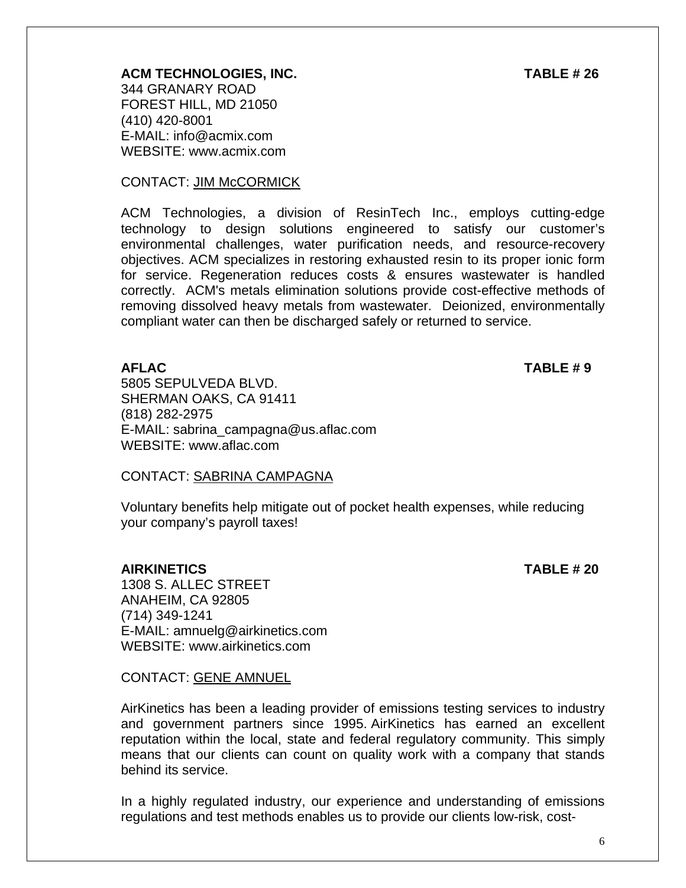**ACM TECHNOLOGIES, INC.** **TABLE # 26**

344 GRANARY ROAD
FOREST HILL, MD 21050
(410) 420-8001
E-MAIL: info@acmix.com
WEBSITE: www.acmix.com

CONTACT: <u>JIM McCORMICK</u>

ACM Technologies, a division of ResinTech Inc., employs cutting-edge technology to design solutions engineered to satisfy our customer's environmental challenges, water purification needs, and resource-recovery objectives. ACM specializes in restoring exhausted resin to its proper ionic form for service. Regeneration reduces costs & ensures wastewater is handled correctly. ACM's metals elimination solutions provide cost-effective methods of removing dissolved heavy metals from wastewater. Deionized, environmentally compliant water can then be discharged safely or returned to service.

**AFLAC** **TABLE # 9**

5805 SEPULVEDA BLVD.
SHERMAN OAKS, CA 91411
(818) 282-2975
E-MAIL: sabrina_campagna@us.aflac.com
WEBSITE: www.aflac.com

CONTACT: <u>SABRINA CAMPAGNA</u>

Voluntary benefits help mitigate out of pocket health expenses, while reducing your company's payroll taxes!

**AIRKINETICS** **TABLE # 20**

1308 S. ALLEC STREET
ANAHEIM, CA 92805
(714) 349-1241
E-MAIL: amnuelg@airkinetics.com
WEBSITE: www.airkinetics.com

CONTACT: <u>GENE AMNUEL</u>

AirKinetics has been a leading provider of emissions testing services to industry and government partners since 1995. AirKinetics has earned an excellent reputation within the local, state and federal regulatory community. This simply means that our clients can count on quality work with a company that stands behind its service.

In a highly regulated industry, our experience and understanding of emissions regulations and test methods enables us to provide our clients low-risk, cost-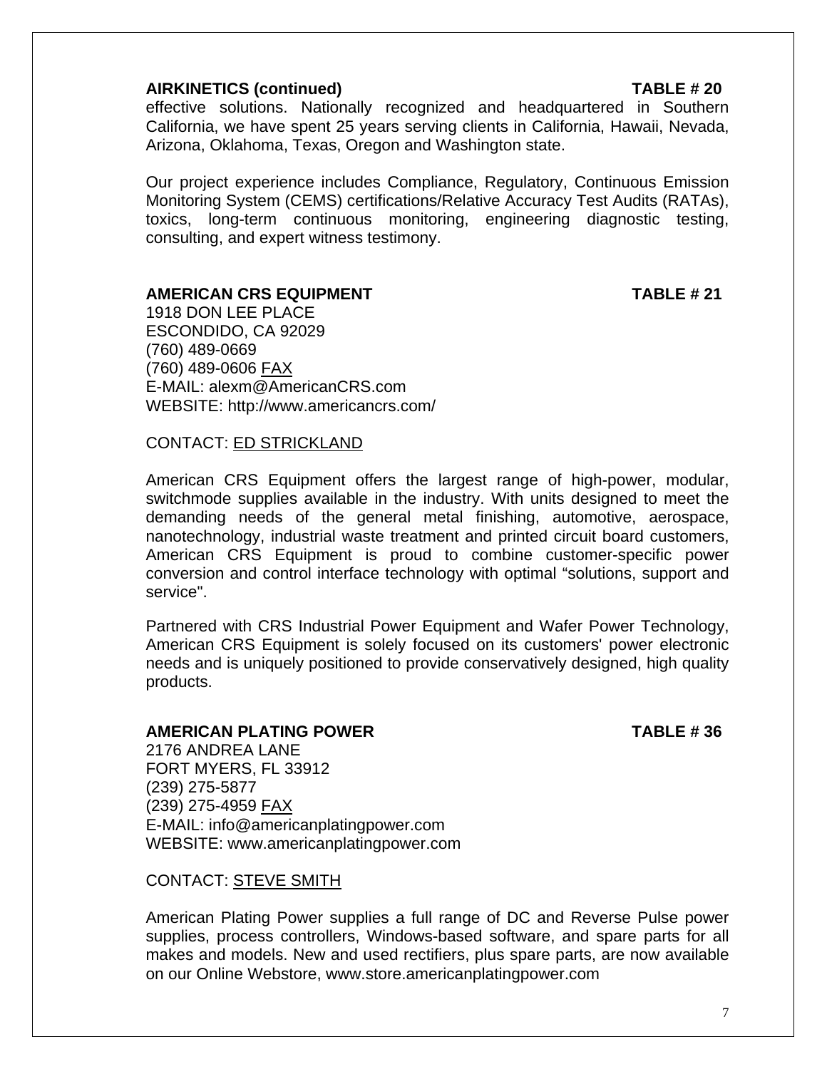**AIRKINETICS (continued)** **TABLE # 20**

effective solutions. Nationally recognized and headquartered in Southern California, we have spent 25 years serving clients in California, Hawaii, Nevada, Arizona, Oklahoma, Texas, Oregon and Washington state.

Our project experience includes Compliance, Regulatory, Continuous Emission Monitoring System (CEMS) certifications/Relative Accuracy Test Audits (RATAs), toxics, long-term continuous monitoring, engineering diagnostic testing, consulting, and expert witness testimony.

**AMERICAN CRS EQUIPMENT** **TABLE # 21**

1918 DON LEE PLACE
ESCONDIDO, CA 92029
(760) 489-0669
(760) 489-0606 FAX
E-MAIL: alexm@AmericanCRS.com
WEBSITE: http://www.americancrs.com/

CONTACT: ED STRICKLAND

American CRS Equipment offers the largest range of high-power, modular, switchmode supplies available in the industry. With units designed to meet the demanding needs of the general metal finishing, automotive, aerospace, nanotechnology, industrial waste treatment and printed circuit board customers, American CRS Equipment is proud to combine customer-specific power conversion and control interface technology with optimal “solutions, support and service".

Partnered with CRS Industrial Power Equipment and Wafer Power Technology, American CRS Equipment is solely focused on its customers' power electronic needs and is uniquely positioned to provide conservatively designed, high quality products.

**AMERICAN PLATING POWER** **TABLE # 36**

2176 ANDREA LANE
FORT MYERS, FL 33912
(239) 275-5877
(239) 275-4959 FAX
E-MAIL: info@americanplatingpower.com
WEBSITE: www.americanplatingpower.com

CONTACT: STEVE SMITH

American Plating Power supplies a full range of DC and Reverse Pulse power supplies, process controllers, Windows-based software, and spare parts for all makes and models. New and used rectifiers, plus spare parts, are now available on our Online Webstore, www.store.americanplatingpower.com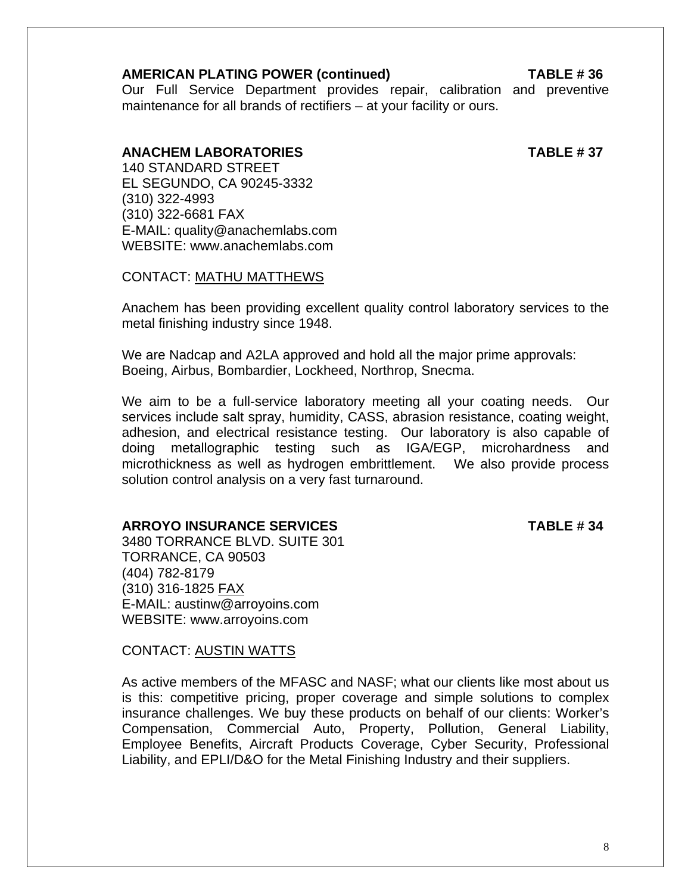**AMERICAN PLATING POWER (continued)** **TABLE # 36**

Our Full Service Department provides repair, calibration and preventive maintenance for all brands of rectifiers – at your facility or ours.

**ANACHEM LABORATORIES** **TABLE # 37**

140 STANDARD STREET
EL SEGUNDO, CA 90245-3332
(310) 322-4993
(310) 322-6681 FAX
E-MAIL: quality@anachemlabs.com
WEBSITE: www.anachemlabs.com

CONTACT: <u>MATHU MATTHEWS</u>

Anachem has been providing excellent quality control laboratory services to the metal finishing industry since 1948.

We are Nadcap and A2LA approved and hold all the major prime approvals: Boeing, Airbus, Bombardier, Lockheed, Northrop, Snecma.

We aim to be a full-service laboratory meeting all your coating needs. Our services include salt spray, humidity, CASS, abrasion resistance, coating weight, adhesion, and electrical resistance testing. Our laboratory is also capable of doing metallographic testing such as IGA/EGP, microhardness and microthickness as well as hydrogen embrittlement. We also provide process solution control analysis on a very fast turnaround.

**ARROYO INSURANCE SERVICES** **TABLE # 34**

3480 TORRANCE BLVD. SUITE 301
TORRANCE, CA 90503
(404) 782-8179
(310) 316-1825 <u>FAX</u>
E-MAIL: austinw@arroyoins.com
WEBSITE: www.arroyoins.com

CONTACT: <u>AUSTIN WATTS</u>

As active members of the MFASC and NASF; what our clients like most about us is this: competitive pricing, proper coverage and simple solutions to complex insurance challenges. We buy these products on behalf of our clients: Worker's Compensation, Commercial Auto, Property, Pollution, General Liability, Employee Benefits, Aircraft Products Coverage, Cyber Security, Professional Liability, and EPLI/D&O for the Metal Finishing Industry and their suppliers.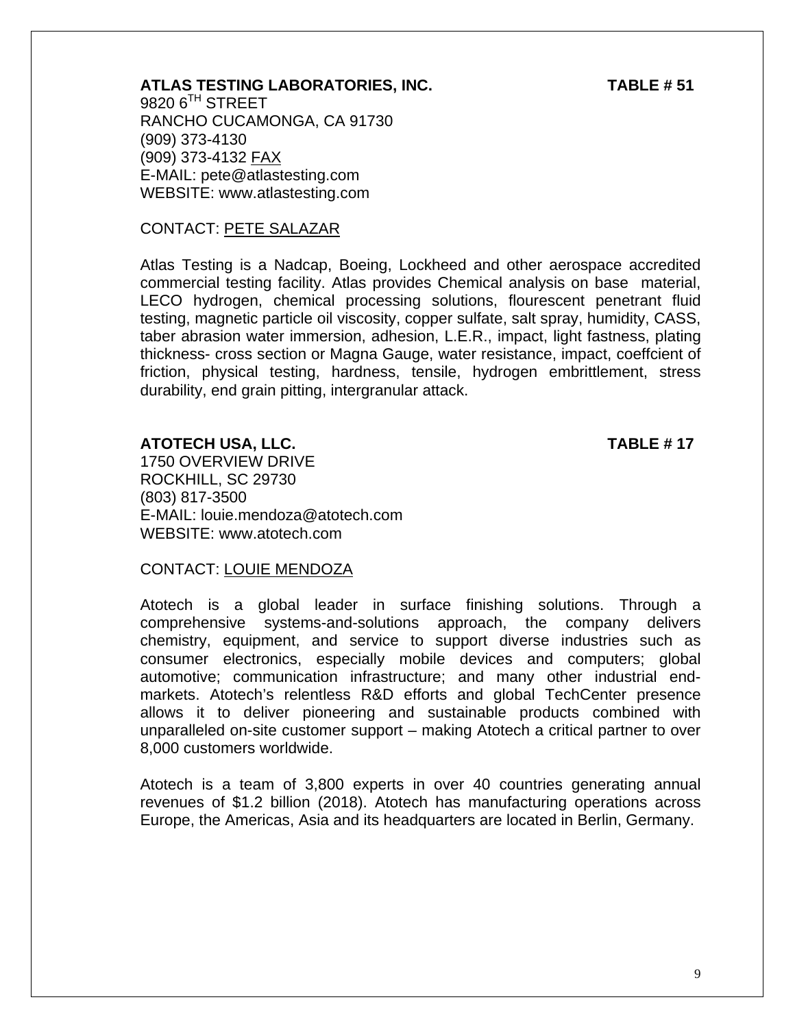**ATLAS TESTING LABORATORIES, INC.** **TABLE # 51**

9820 6$^{TH}$ STREET
RANCHO CUCAMONGA, CA 91730
(909) 373-4130
(909) 373-4132 FAX
E-MAIL: pete@atlastesting.com
WEBSITE: www.atlastesting.com

CONTACT: PETE SALAZAR

Atlas Testing is a Nadcap, Boeing, Lockheed and other aerospace accredited commercial testing facility. Atlas provides Chemical analysis on base material, LECO hydrogen, chemical processing solutions, flourescent penetrant fluid testing, magnetic particle oil viscosity, copper sulfate, salt spray, humidity, CASS, taber abrasion water immersion, adhesion, L.E.R., impact, light fastness, plating thickness- cross section or Magna Gauge, water resistance, impact, coeffcient of friction, physical testing, hardness, tensile, hydrogen embrittlement, stress durability, end grain pitting, intergranular attack.

**ATOTECH USA, LLC.** **TABLE # 17**

1750 OVERVIEW DRIVE
ROCKHILL, SC 29730
(803) 817-3500
E-MAIL: louie.mendoza@atotech.com
WEBSITE: www.atotech.com

CONTACT: LOUIE MENDOZA

Atotech is a global leader in surface finishing solutions. Through a comprehensive systems-and-solutions approach, the company delivers chemistry, equipment, and service to support diverse industries such as consumer electronics, especially mobile devices and computers; global automotive; communication infrastructure; and many other industrial end-markets. Atotech's relentless R&D efforts and global TechCenter presence allows it to deliver pioneering and sustainable products combined with unparalleled on-site customer support – making Atotech a critical partner to over 8,000 customers worldwide.

Atotech is a team of 3,800 experts in over 40 countries generating annual revenues of $1.2 billion (2018). Atotech has manufacturing operations across Europe, the Americas, Asia and its headquarters are located in Berlin, Germany.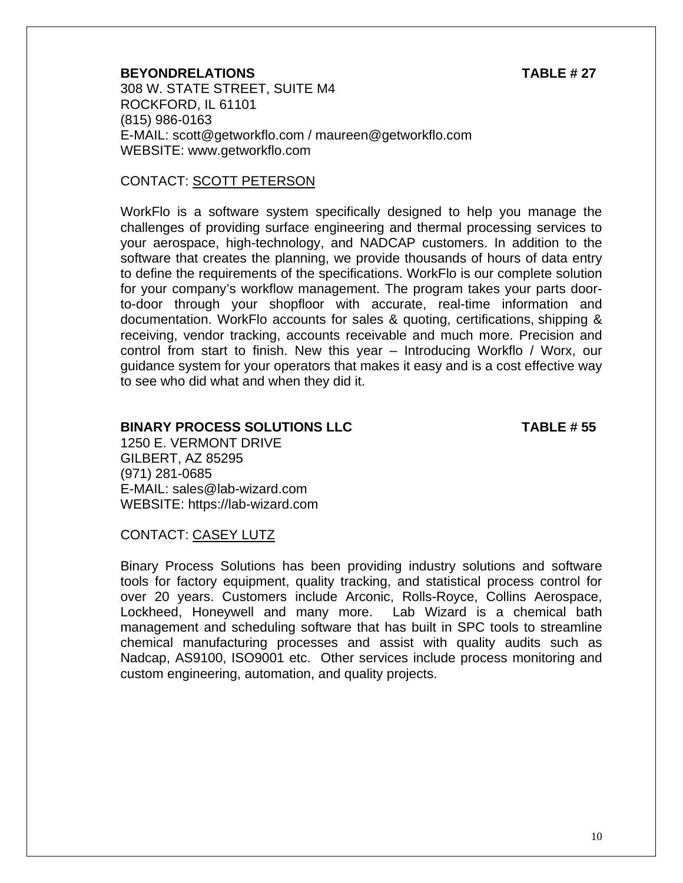**BEYONDRELATIONS** **TABLE # 27**

308 W. STATE STREET, SUITE M4
ROCKFORD, IL 61101
(815) 986-0163
E-MAIL: scott@getworkflo.com / maureen@getworkflo.com
WEBSITE: www.getworkflo.com

CONTACT: SCOTT PETERSON

WorkFlo is a software system specifically designed to help you manage the challenges of providing surface engineering and thermal processing services to your aerospace, high-technology, and NADCAP customers. In addition to the software that creates the planning, we provide thousands of hours of data entry to define the requirements of the specifications. WorkFlo is our complete solution for your company's workflow management. The program takes your parts door-to-door through your shopfloor with accurate, real-time information and documentation. WorkFlo accounts for sales & quoting, certifications, shipping & receiving, vendor tracking, accounts receivable and much more. Precision and control from start to finish. New this year – Introducing Workflo / Worx, our guidance system for your operators that makes it easy and is a cost effective way to see who did what and when they did it.

**BINARY PROCESS SOLUTIONS LLC** **TABLE # 55**

1250 E. VERMONT DRIVE
GILBERT, AZ 85295
(971) 281-0685
E-MAIL: sales@lab-wizard.com
WEBSITE: https://lab-wizard.com

CONTACT: CASEY LUTZ

Binary Process Solutions has been providing industry solutions and software tools for factory equipment, quality tracking, and statistical process control for over 20 years. Customers include Arconic, Rolls-Royce, Collins Aerospace, Lockheed, Honeywell and many more. Lab Wizard is a chemical bath management and scheduling software that has built in SPC tools to streamline chemical manufacturing processes and assist with quality audits such as Nadcap, AS9100, ISO9001 etc. Other services include process monitoring and custom engineering, automation, and quality projects.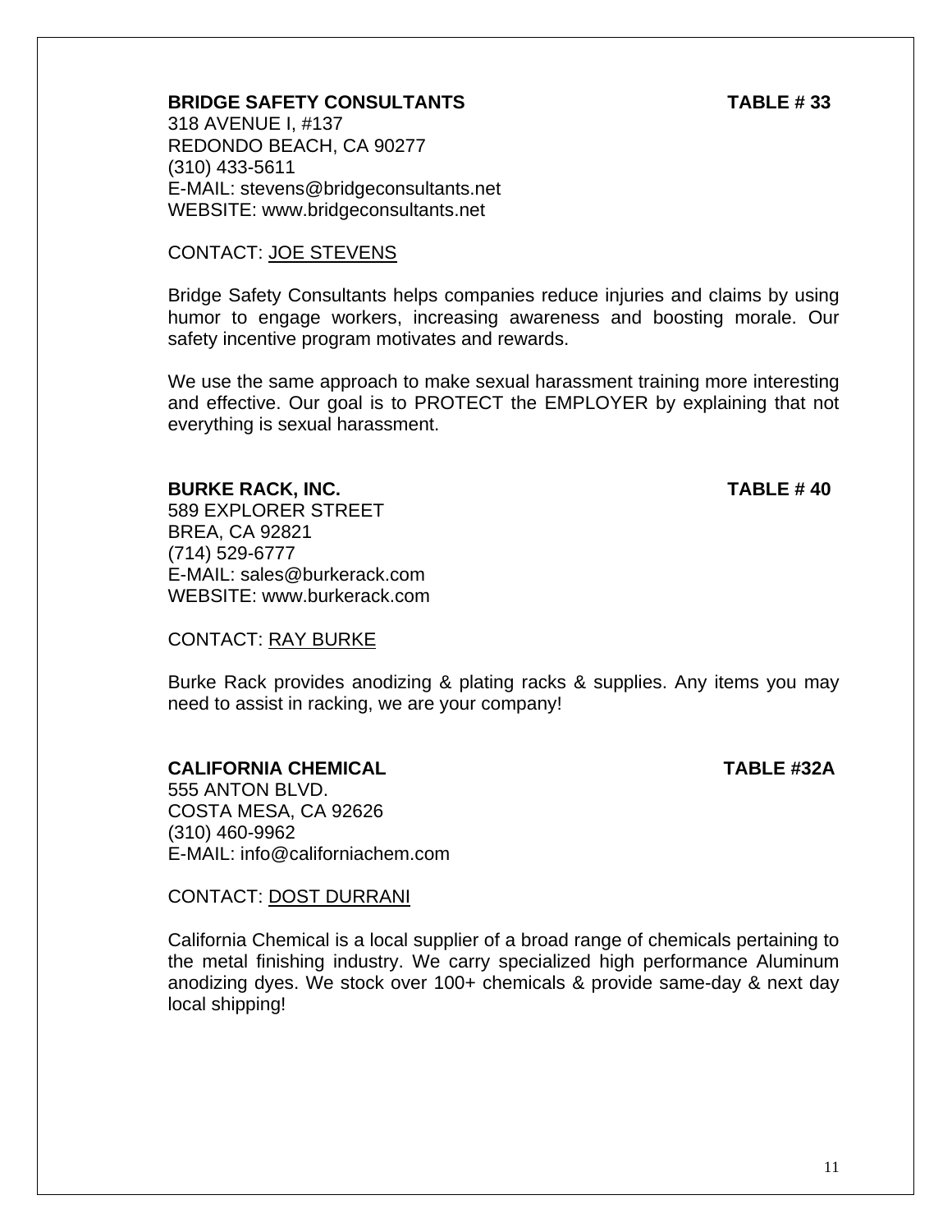**BRIDGE SAFETY CONSULTANTS** **TABLE # 33**

318 AVENUE I, #137
REDONDO BEACH, CA 90277
(310) 433-5611
E-MAIL: stevens@bridgeconsultants.net
WEBSITE: www.bridgeconsultants.net

CONTACT: <u>JOE STEVENS</u>

Bridge Safety Consultants helps companies reduce injuries and claims by using humor to engage workers, increasing awareness and boosting morale. Our safety incentive program motivates and rewards.

We use the same approach to make sexual harassment training more interesting and effective. Our goal is to PROTECT the EMPLOYER by explaining that not everything is sexual harassment.

**BURKE RACK, INC.** **TABLE # 40**

589 EXPLORER STREET
BREA, CA 92821
(714) 529-6777
E-MAIL: sales@burkerack.com
WEBSITE: www.burkerack.com

CONTACT: <u>RAY BURKE</u>

Burke Rack provides anodizing & plating racks & supplies. Any items you may need to assist in racking, we are your company!

**CALIFORNIA CHEMICAL** **TABLE #32A**

555 ANTON BLVD.
COSTA MESA, CA 92626
(310) 460-9962
E-MAIL: info@californiachem.com

CONTACT: <u>DOST DURRANI</u>

California Chemical is a local supplier of a broad range of chemicals pertaining to the metal finishing industry. We carry specialized high performance Aluminum anodizing dyes. We stock over 100+ chemicals & provide same-day & next day local shipping!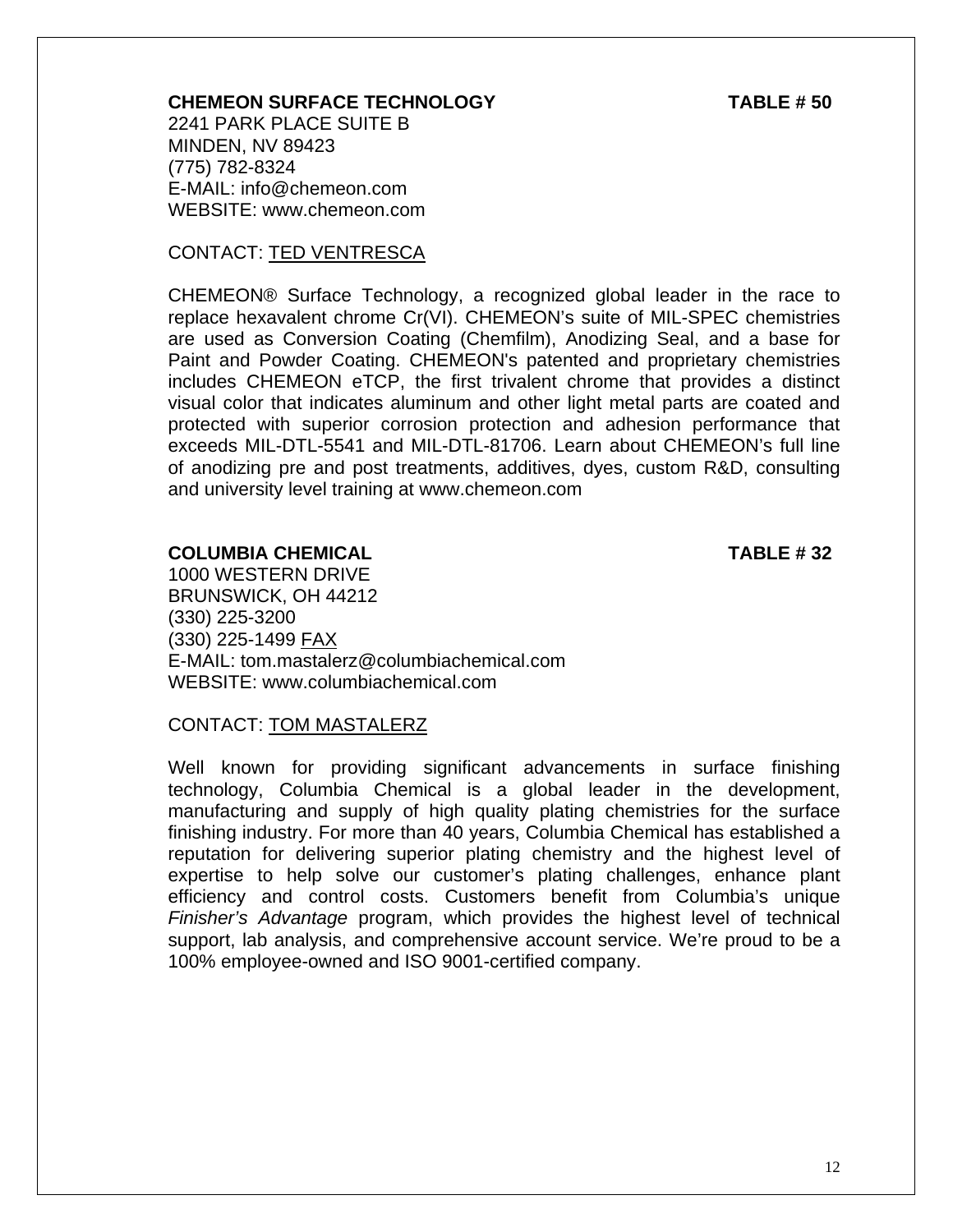**CHEMEON SURFACE TECHNOLOGY** **TABLE # 50**

2241 PARK PLACE SUITE B
MINDEN, NV 89423
(775) 782-8324
E-MAIL: info@chemeon.com
WEBSITE: www.chemeon.com

CONTACT: TED VENTRESCA

CHEMEON® Surface Technology, a recognized global leader in the race to replace hexavalent chrome Cr(VI). CHEMEON's suite of MIL-SPEC chemistries are used as Conversion Coating (Chemfilm), Anodizing Seal, and a base for Paint and Powder Coating. CHEMEON's patented and proprietary chemistries includes CHEMEON eTCP, the first trivalent chrome that provides a distinct visual color that indicates aluminum and other light metal parts are coated and protected with superior corrosion protection and adhesion performance that exceeds MIL-DTL-5541 and MIL-DTL-81706. Learn about CHEMEON's full line of anodizing pre and post treatments, additives, dyes, custom R&D, consulting and university level training at www.chemeon.com

**COLUMBIA CHEMICAL** **TABLE # 32**

1000 WESTERN DRIVE
BRUNSWICK, OH 44212
(330) 225-3200
(330) 225-1499 FAX
E-MAIL: tom.mastalerz@columbiachemical.com
WEBSITE: www.columbiachemical.com

CONTACT: TOM MASTALERZ

Well known for providing significant advancements in surface finishing technology, Columbia Chemical is a global leader in the development, manufacturing and supply of high quality plating chemistries for the surface finishing industry. For more than 40 years, Columbia Chemical has established a reputation for delivering superior plating chemistry and the highest level of expertise to help solve our customer's plating challenges, enhance plant efficiency and control costs. Customers benefit from Columbia's unique *Finisher's Advantage* program, which provides the highest level of technical support, lab analysis, and comprehensive account service. We're proud to be a 100% employee-owned and ISO 9001-certified company.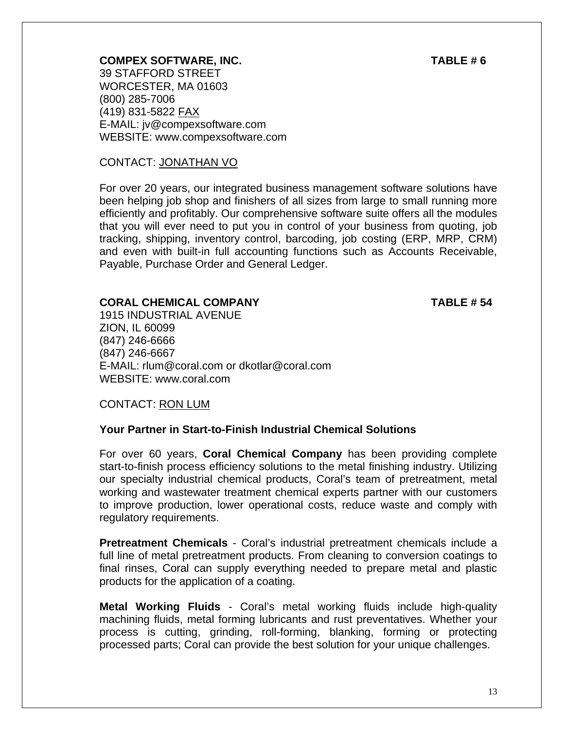**COMPEX SOFTWARE, INC.** **TABLE # 6**

39 STAFFORD STREET
WORCESTER, MA 01603
(800) 285-7006
(419) 831-5822 FAX
E-MAIL: jv@compexsoftware.com
WEBSITE: www.compexsoftware.com

CONTACT: JONATHAN VO

For over 20 years, our integrated business management software solutions have been helping job shop and finishers of all sizes from large to small running more efficiently and profitably. Our comprehensive software suite offers all the modules that you will ever need to put you in control of your business from quoting, job tracking, shipping, inventory control, barcoding, job costing (ERP, MRP, CRM) and even with built-in full accounting functions such as Accounts Receivable, Payable, Purchase Order and General Ledger.

**CORAL CHEMICAL COMPANY** **TABLE # 54**

1915 INDUSTRIAL AVENUE
ZION, IL 60099
(847) 246-6666
(847) 246-6667
E-MAIL: rlum@coral.com or dkotlar@coral.com
WEBSITE: www.coral.com

CONTACT: RON LUM

**Your Partner in Start-to-Finish Industrial Chemical Solutions**

For over 60 years, **Coral Chemical Company** has been providing complete start-to-finish process efficiency solutions to the metal finishing industry. Utilizing our specialty industrial chemical products, Coral's team of pretreatment, metal working and wastewater treatment chemical experts partner with our customers to improve production, lower operational costs, reduce waste and comply with regulatory requirements.

**Pretreatment Chemicals** - Coral's industrial pretreatment chemicals include a full line of metal pretreatment products. From cleaning to conversion coatings to final rinses, Coral can supply everything needed to prepare metal and plastic products for the application of a coating.

**Metal Working Fluids** - Coral's metal working fluids include high-quality machining fluids, metal forming lubricants and rust preventatives. Whether your process is cutting, grinding, roll-forming, blanking, forming or protecting processed parts; Coral can provide the best solution for your unique challenges.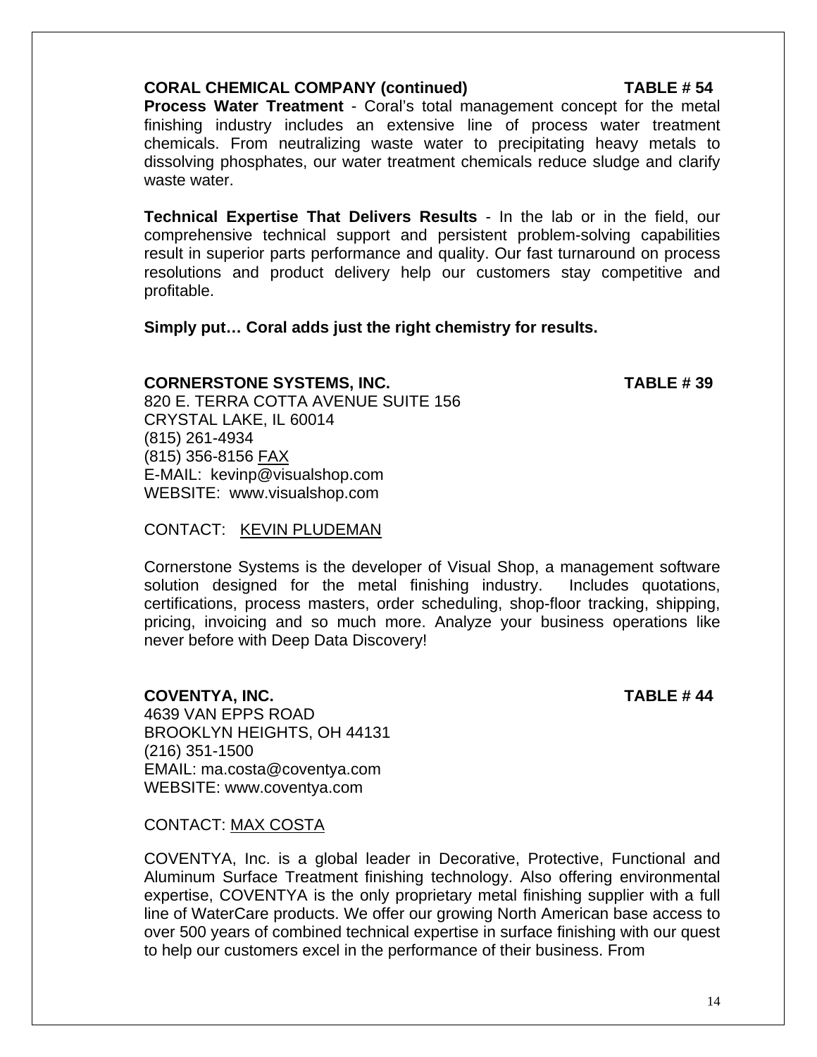**CORAL CHEMICAL COMPANY (continued)** **TABLE # 54**

**Process Water Treatment** - Coral's total management concept for the metal finishing industry includes an extensive line of process water treatment chemicals. From neutralizing waste water to precipitating heavy metals to dissolving phosphates, our water treatment chemicals reduce sludge and clarify waste water.

**Technical Expertise That Delivers Results** - In the lab or in the field, our comprehensive technical support and persistent problem-solving capabilities result in superior parts performance and quality. Our fast turnaround on process resolutions and product delivery help our customers stay competitive and profitable.

**Simply put… Coral adds just the right chemistry for results.**

**CORNERSTONE SYSTEMS, INC.** **TABLE # 39**

820 E. TERRA COTTA AVENUE SUITE 156
CRYSTAL LAKE, IL 60014
(815) 261-4934
(815) 356-8156 FAX
E-MAIL: kevinp@visualshop.com
WEBSITE: www.visualshop.com

CONTACT: KEVIN PLUDEMAN

Cornerstone Systems is the developer of Visual Shop, a management software solution designed for the metal finishing industry. Includes quotations, certifications, process masters, order scheduling, shop-floor tracking, shipping, pricing, invoicing and so much more. Analyze your business operations like never before with Deep Data Discovery!

**COVENTYA, INC.** **TABLE # 44**

4639 VAN EPPS ROAD
BROOKLYN HEIGHTS, OH 44131
(216) 351-1500
EMAIL: ma.costa@coventya.com
WEBSITE: www.coventya.com

CONTACT: MAX COSTA

COVENTYA, Inc. is a global leader in Decorative, Protective, Functional and Aluminum Surface Treatment finishing technology. Also offering environmental expertise, COVENTYA is the only proprietary metal finishing supplier with a full line of WaterCare products. We offer our growing North American base access to over 500 years of combined technical expertise in surface finishing with our quest to help our customers excel in the performance of their business. From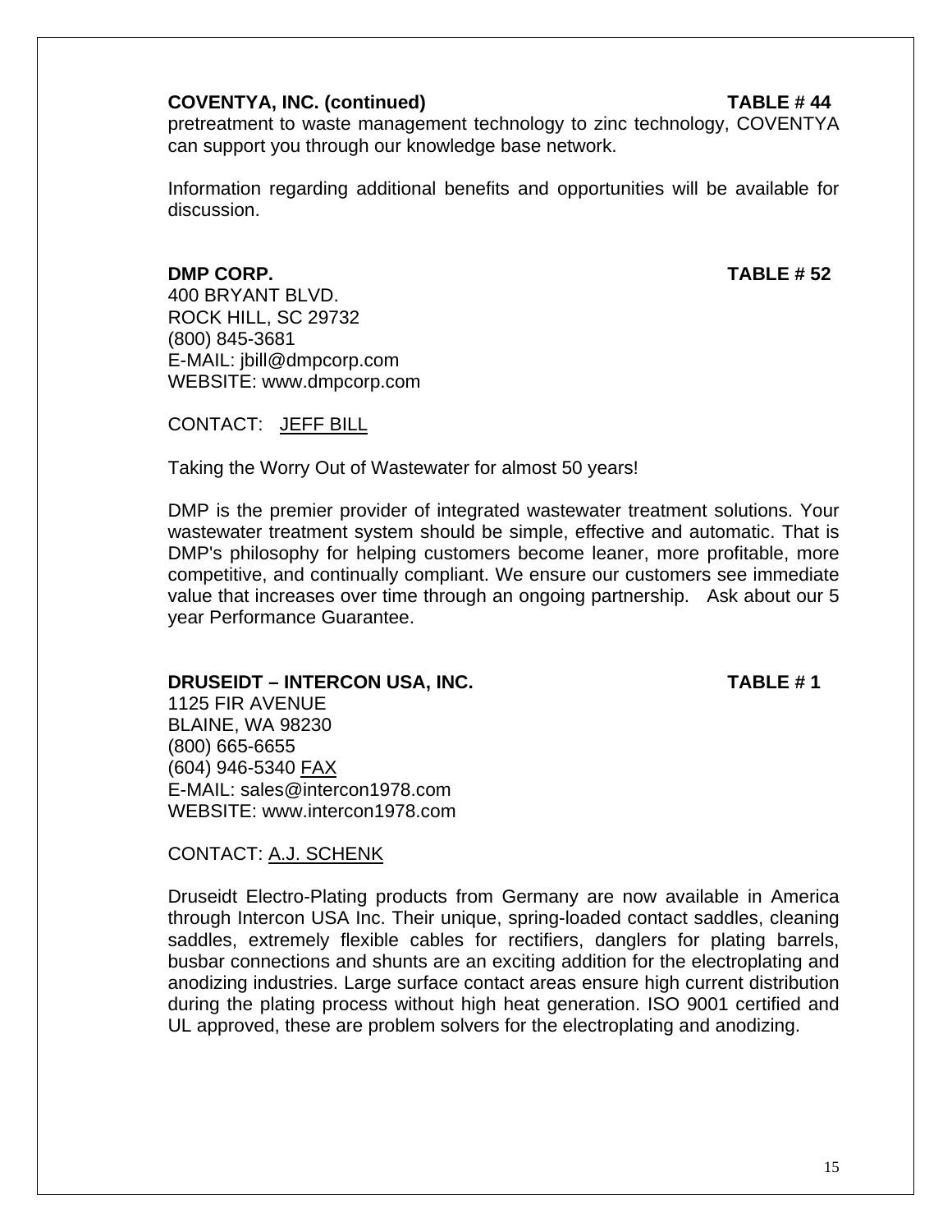**COVENTYA, INC. (continued)** **TABLE # 44**

pretreatment to waste management technology to zinc technology, COVENTYA can support you through our knowledge base network.

Information regarding additional benefits and opportunities will be available for discussion.

**DMP CORP.** **TABLE # 52**

400 BRYANT BLVD.
ROCK HILL, SC 29732
(800) 845-3681
E-MAIL: jbill@dmpcorp.com
WEBSITE: www.dmpcorp.com

CONTACT: JEFF BILL

Taking the Worry Out of Wastewater for almost 50 years!

DMP is the premier provider of integrated wastewater treatment solutions. Your wastewater treatment system should be simple, effective and automatic. That is DMP's philosophy for helping customers become leaner, more profitable, more competitive, and continually compliant. We ensure our customers see immediate value that increases over time through an ongoing partnership. Ask about our 5 year Performance Guarantee.

**DRUSEIDT – INTERCON USA, INC.** **TABLE # 1**

1125 FIR AVENUE
BLAINE, WA 98230
(800) 665-6655
(604) 946-5340 FAX
E-MAIL: sales@intercon1978.com
WEBSITE: www.intercon1978.com

CONTACT: A.J. SCHENK

Druseidt Electro-Plating products from Germany are now available in America through Intercon USA Inc. Their unique, spring-loaded contact saddles, cleaning saddles, extremely flexible cables for rectifiers, danglers for plating barrels, busbar connections and shunts are an exciting addition for the electroplating and anodizing industries. Large surface contact areas ensure high current distribution during the plating process without high heat generation. ISO 9001 certified and UL approved, these are problem solvers for the electroplating and anodizing.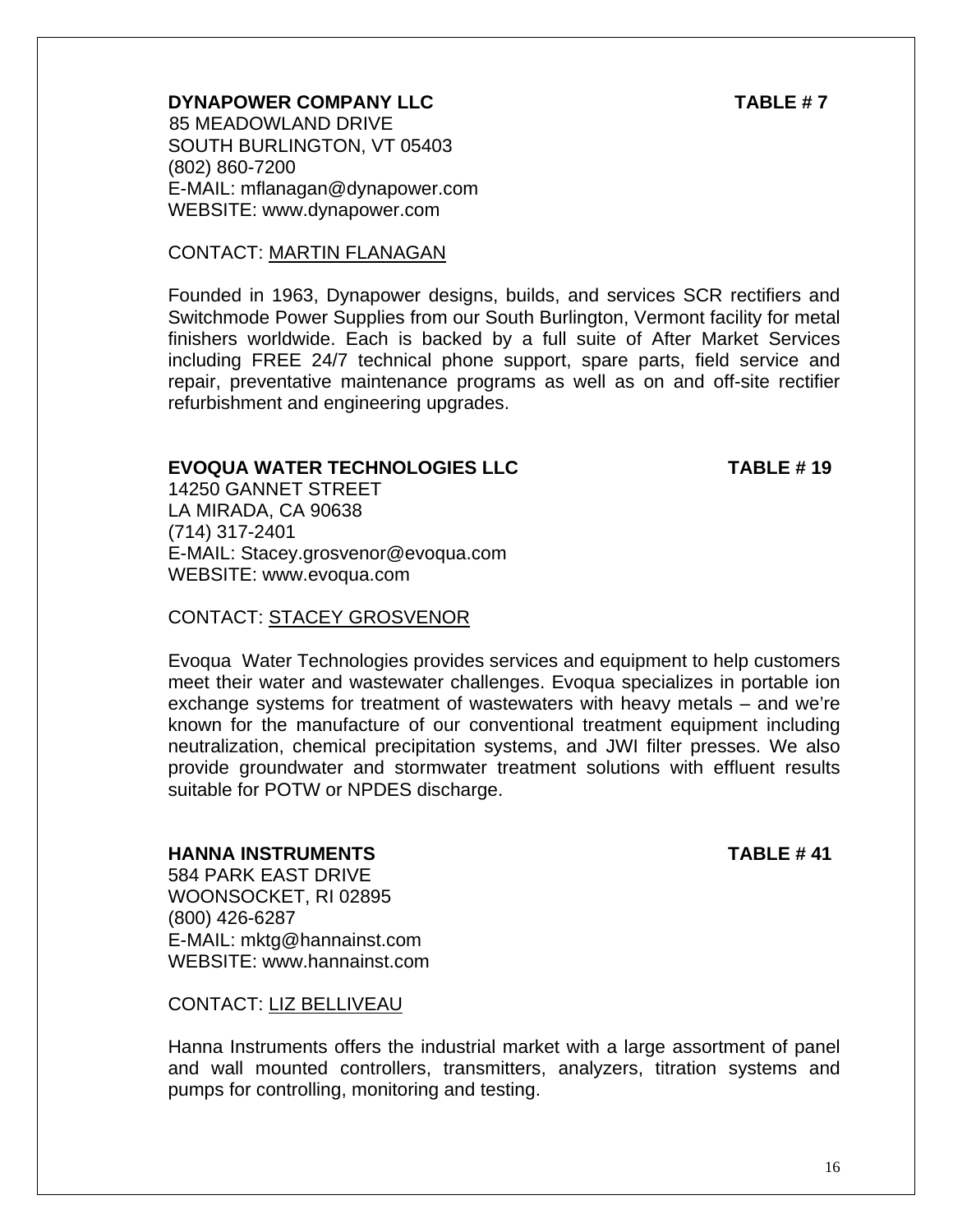**DYNAPOWER COMPANY LLC** **TABLE # 7**

85 MEADOWLAND DRIVE
SOUTH BURLINGTON, VT 05403
(802) 860-7200
E-MAIL: mflanagan@dynapower.com
WEBSITE: www.dynapower.com

CONTACT: MARTIN FLANAGAN

Founded in 1963, Dynapower designs, builds, and services SCR rectifiers and Switchmode Power Supplies from our South Burlington, Vermont facility for metal finishers worldwide. Each is backed by a full suite of After Market Services including FREE 24/7 technical phone support, spare parts, field service and repair, preventative maintenance programs as well as on and off-site rectifier refurbishment and engineering upgrades.

**EVOQUA WATER TECHNOLOGIES LLC** **TABLE # 19**

14250 GANNET STREET
LA MIRADA, CA 90638
(714) 317-2401
E-MAIL: Stacey.grosvenor@evoqua.com
WEBSITE: www.evoqua.com

CONTACT: STACEY GROSVENOR

Evoqua Water Technologies provides services and equipment to help customers meet their water and wastewater challenges. Evoqua specializes in portable ion exchange systems for treatment of wastewaters with heavy metals – and we're known for the manufacture of our conventional treatment equipment including neutralization, chemical precipitation systems, and JWI filter presses. We also provide groundwater and stormwater treatment solutions with effluent results suitable for POTW or NPDES discharge.

**HANNA INSTRUMENTS** **TABLE # 41**

584 PARK EAST DRIVE
WOONSOCKET, RI 02895
(800) 426-6287
E-MAIL: mktg@hannainst.com
WEBSITE: www.hannainst.com

CONTACT: LIZ BELLIVEAU

Hanna Instruments offers the industrial market with a large assortment of panel and wall mounted controllers, transmitters, analyzers, titration systems and pumps for controlling, monitoring and testing.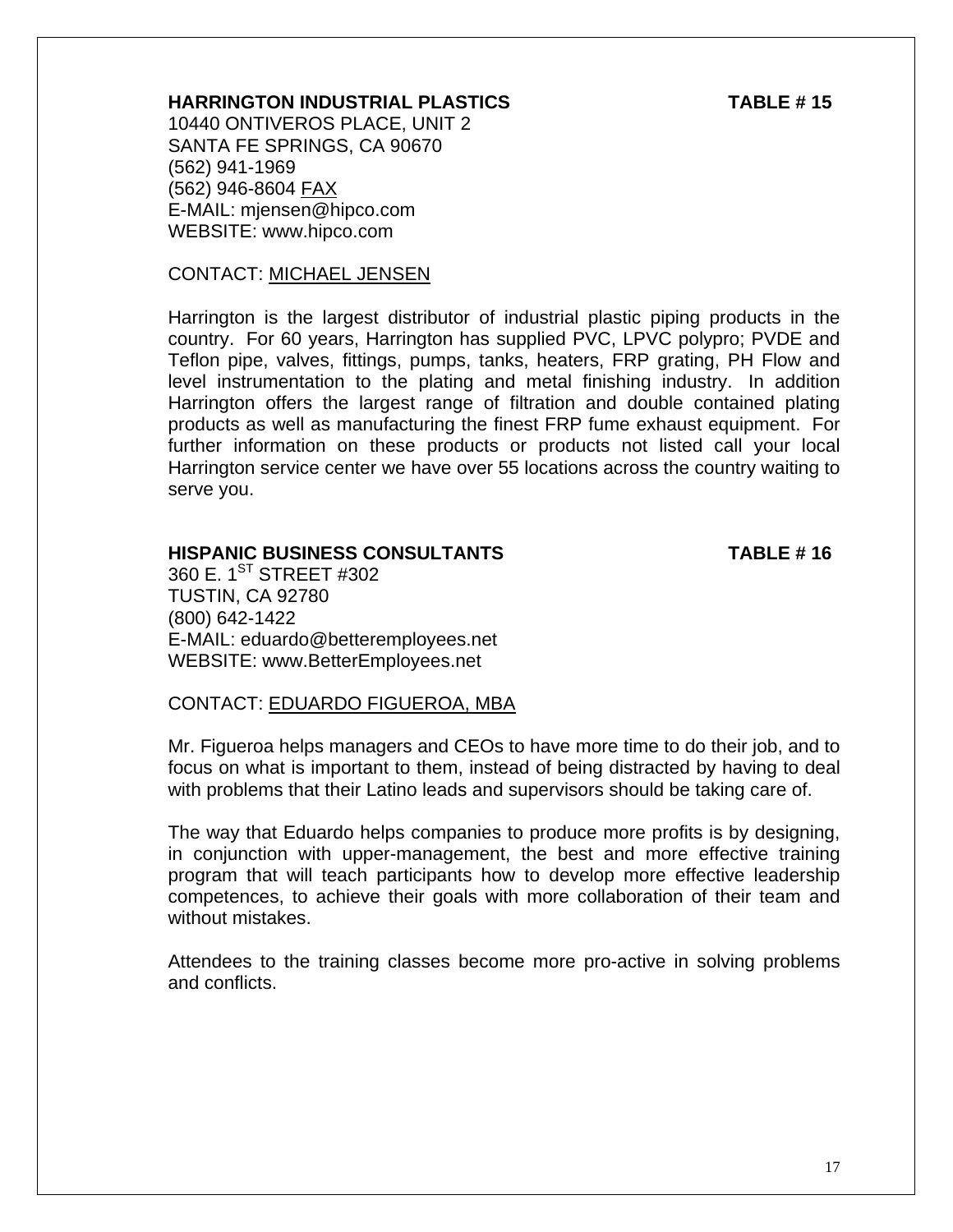**HARRINGTON INDUSTRIAL PLASTICS** **TABLE # 15**

10440 ONTIVEROS PLACE, UNIT 2
SANTA FE SPRINGS, CA 90670
(562) 941-1969
(562) 946-8604 FAX
E-MAIL: mjensen@hipco.com
WEBSITE: www.hipco.com

CONTACT: MICHAEL JENSEN

Harrington is the largest distributor of industrial plastic piping products in the country. For 60 years, Harrington has supplied PVC, LPVC polypro; PVDE and Teflon pipe, valves, fittings, pumps, tanks, heaters, FRP grating, PH Flow and level instrumentation to the plating and metal finishing industry. In addition Harrington offers the largest range of filtration and double contained plating products as well as manufacturing the finest FRP fume exhaust equipment. For further information on these products or products not listed call your local Harrington service center we have over 55 locations across the country waiting to serve you.

**HISPANIC BUSINESS CONSULTANTS** **TABLE # 16**

360 E. 1ST STREET #302
TUSTIN, CA 92780
(800) 642-1422
E-MAIL: eduardo@betteremployees.net
WEBSITE: www.BetterEmployees.net

CONTACT: EDUARDO FIGUEROA, MBA

Mr. Figueroa helps managers and CEOs to have more time to do their job, and to focus on what is important to them, instead of being distracted by having to deal with problems that their Latino leads and supervisors should be taking care of.

The way that Eduardo helps companies to produce more profits is by designing, in conjunction with upper-management, the best and more effective training program that will teach participants how to develop more effective leadership competences, to achieve their goals with more collaboration of their team and without mistakes.

Attendees to the training classes become more pro-active in solving problems and conflicts.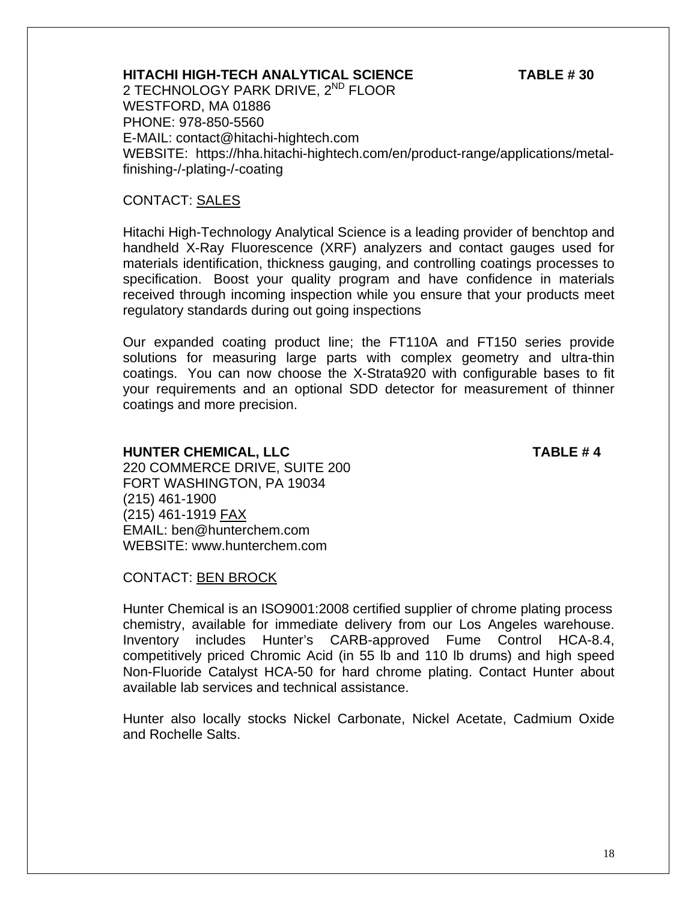**HITACHI HIGH-TECH ANALYTICAL SCIENCE** **TABLE # 30**

2 TECHNOLOGY PARK DRIVE, 2ND FLOOR
WESTFORD, MA 01886
PHONE: 978-850-5560
E-MAIL: contact@hitachi-hightech.com
WEBSITE: https://hha.hitachi-hightech.com/en/product-range/applications/metal-finishing-/-plating-/-coating

CONTACT: SALES

Hitachi High-Technology Analytical Science is a leading provider of benchtop and handheld X-Ray Fluorescence (XRF) analyzers and contact gauges used for materials identification, thickness gauging, and controlling coatings processes to specification. Boost your quality program and have confidence in materials received through incoming inspection while you ensure that your products meet regulatory standards during out going inspections

Our expanded coating product line; the FT110A and FT150 series provide solutions for measuring large parts with complex geometry and ultra-thin coatings. You can now choose the X-Strata920 with configurable bases to fit your requirements and an optional SDD detector for measurement of thinner coatings and more precision.

**HUNTER CHEMICAL, LLC** **TABLE # 4**

220 COMMERCE DRIVE, SUITE 200
FORT WASHINGTON, PA 19034
(215) 461-1900
(215) 461-1919 FAX
EMAIL: ben@hunterchem.com
WEBSITE: www.hunterchem.com

CONTACT: BEN BROCK

Hunter Chemical is an ISO9001:2008 certified supplier of chrome plating process chemistry, available for immediate delivery from our Los Angeles warehouse. Inventory includes Hunter's CARB-approved Fume Control HCA-8.4, competitively priced Chromic Acid (in 55 lb and 110 lb drums) and high speed Non-Fluoride Catalyst HCA-50 for hard chrome plating. Contact Hunter about available lab services and technical assistance.

Hunter also locally stocks Nickel Carbonate, Nickel Acetate, Cadmium Oxide and Rochelle Salts.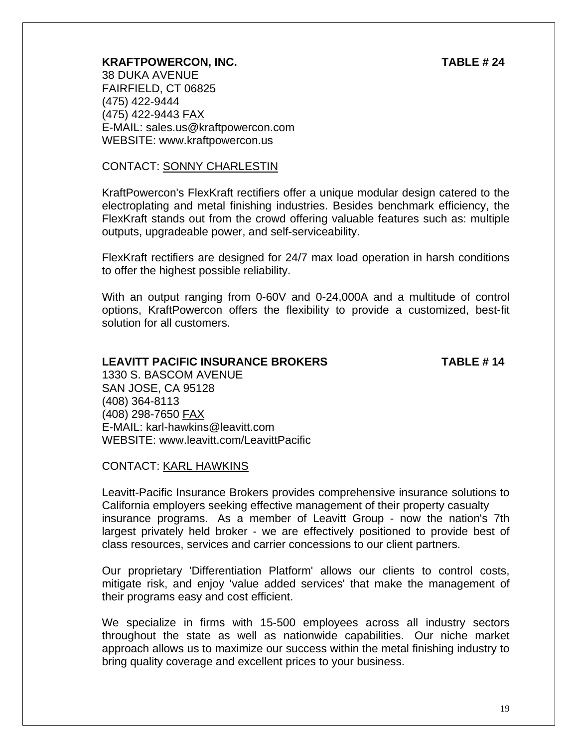**KRAFTPOWERCON, INC.** **TABLE # 24**

38 DUKA AVENUE
FAIRFIELD, CT 06825
(475) 422-9444
(475) 422-9443 FAX
E-MAIL: sales.us@kraftpowercon.com
WEBSITE: www.kraftpowercon.us

CONTACT: SONNY CHARLESTIN

KraftPowercon's FlexKraft rectifiers offer a unique modular design catered to the electroplating and metal finishing industries. Besides benchmark efficiency, the FlexKraft stands out from the crowd offering valuable features such as: multiple outputs, upgradeable power, and self-serviceability.

FlexKraft rectifiers are designed for 24/7 max load operation in harsh conditions to offer the highest possible reliability.

With an output ranging from 0-60V and 0-24,000A and a multitude of control options, KraftPowercon offers the flexibility to provide a customized, best-fit solution for all customers.

**LEAVITT PACIFIC INSURANCE BROKERS** **TABLE # 14**

1330 S. BASCOM AVENUE
SAN JOSE, CA 95128
(408) 364-8113
(408) 298-7650 FAX
E-MAIL: karl-hawkins@leavitt.com
WEBSITE: www.leavitt.com/LeavittPacific

CONTACT: KARL HAWKINS

Leavitt-Pacific Insurance Brokers provides comprehensive insurance solutions to California employers seeking effective management of their property casualty insurance programs. As a member of Leavitt Group - now the nation's 7th largest privately held broker - we are effectively positioned to provide best of class resources, services and carrier concessions to our client partners.

Our proprietary 'Differentiation Platform' allows our clients to control costs, mitigate risk, and enjoy 'value added services' that make the management of their programs easy and cost efficient.

We specialize in firms with 15-500 employees across all industry sectors throughout the state as well as nationwide capabilities. Our niche market approach allows us to maximize our success within the metal finishing industry to bring quality coverage and excellent prices to your business.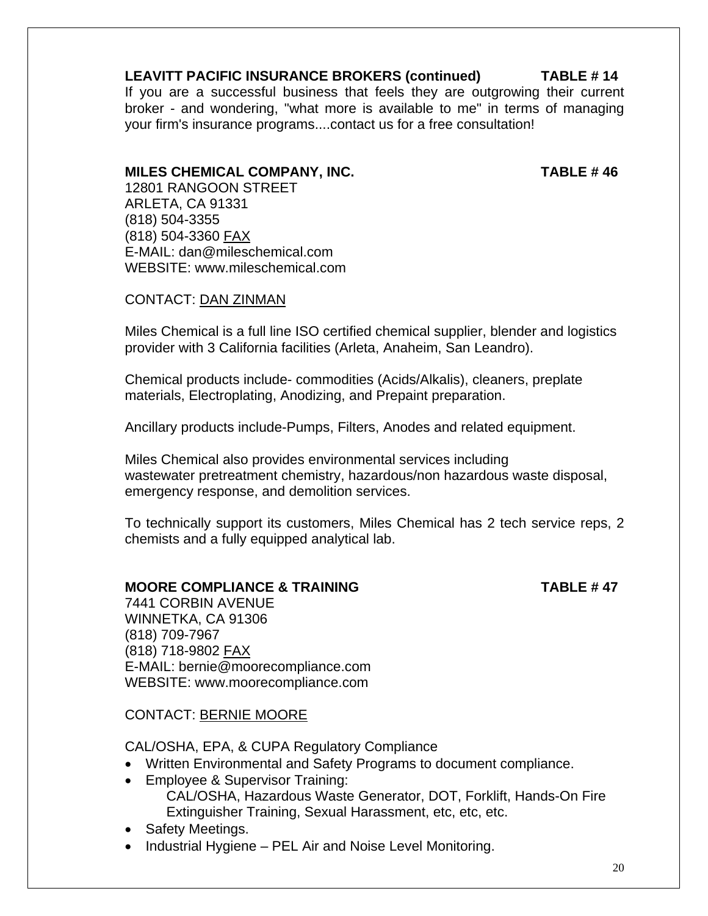**LEAVITT PACIFIC INSURANCE BROKERS (continued) TABLE # 14**

If you are a successful business that feels they are outgrowing their current broker - and wondering, "what more is available to me" in terms of managing your firm's insurance programs....contact us for a free consultation!

**MILES CHEMICAL COMPANY, INC. TABLE # 46**

12801 RANGOON STREET
ARLETA, CA 91331
(818) 504-3355
(818) 504-3360 FAX
E-MAIL: dan@mileschemical.com
WEBSITE: www.mileschemical.com

CONTACT: DAN ZINMAN

Miles Chemical is a full line ISO certified chemical supplier, blender and logistics provider with 3 California facilities (Arleta, Anaheim, San Leandro).

Chemical products include- commodities (Acids/Alkalis), cleaners, preplate materials, Electroplating, Anodizing, and Prepaint preparation.

Ancillary products include-Pumps, Filters, Anodes and related equipment.

Miles Chemical also provides environmental services including wastewater pretreatment chemistry, hazardous/non hazardous waste disposal, emergency response, and demolition services.

To technically support its customers, Miles Chemical has 2 tech service reps, 2 chemists and a fully equipped analytical lab.

**MOORE COMPLIANCE & TRAINING TABLE # 47**

7441 CORBIN AVENUE
WINNETKA, CA 91306
(818) 709-7967
(818) 718-9802 FAX
E-MAIL: bernie@moorecompliance.com
WEBSITE: www.moorecompliance.com

CONTACT: BERNIE MOORE

CAL/OSHA, EPA, & CUPA Regulatory Compliance

- Written Environmental and Safety Programs to document compliance.
- Employee & Supervisor Training:
  CAL/OSHA, Hazardous Waste Generator, DOT, Forklift, Hands-On Fire Extinguisher Training, Sexual Harassment, etc, etc, etc.
- Safety Meetings.
- Industrial Hygiene – PEL Air and Noise Level Monitoring.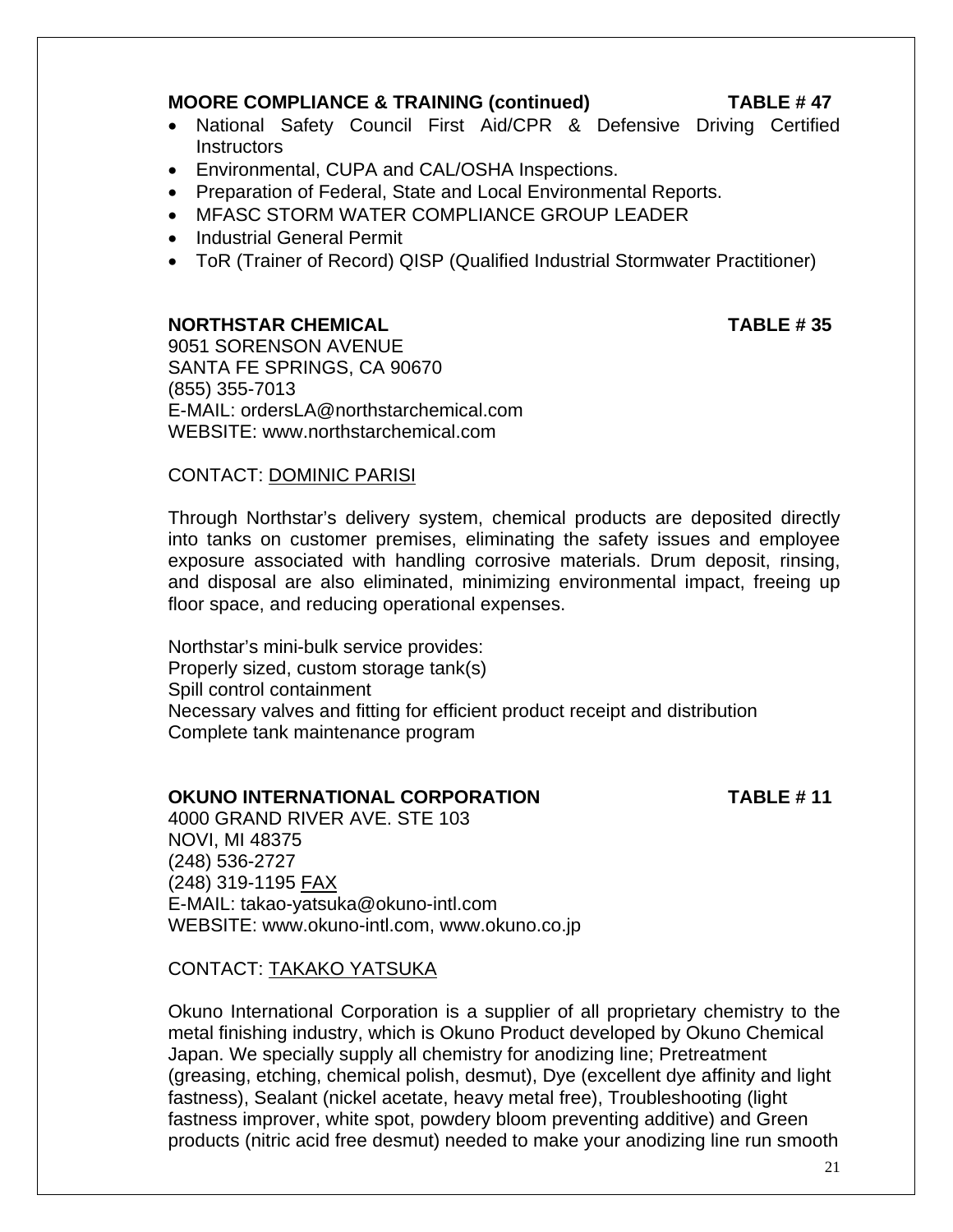**MOORE COMPLIANCE & TRAINING (continued) TABLE # 47**

- National Safety Council First Aid/CPR & Defensive Driving Certified Instructors
- Environmental, CUPA and CAL/OSHA Inspections.
- Preparation of Federal, State and Local Environmental Reports.
- MFASC STORM WATER COMPLIANCE GROUP LEADER
- Industrial General Permit
- ToR (Trainer of Record) QISP (Qualified Industrial Stormwater Practitioner)

**NORTHSTAR CHEMICAL TABLE # 35**

9051 SORENSON AVENUE
SANTA FE SPRINGS, CA 90670
(855) 355-7013
E-MAIL: ordersLA@northstarchemical.com
WEBSITE: www.northstarchemical.com

CONTACT: DOMINIC PARISI

Through Northstar's delivery system, chemical products are deposited directly into tanks on customer premises, eliminating the safety issues and employee exposure associated with handling corrosive materials. Drum deposit, rinsing, and disposal are also eliminated, minimizing environmental impact, freeing up floor space, and reducing operational expenses.

Northstar's mini-bulk service provides:
Properly sized, custom storage tank(s)
Spill control containment
Necessary valves and fitting for efficient product receipt and distribution
Complete tank maintenance program

**OKUNO INTERNATIONAL CORPORATION TABLE # 11**

4000 GRAND RIVER AVE. STE 103
NOVI, MI 48375
(248) 536-2727
(248) 319-1195 FAX
E-MAIL: takao-yatsuka@okuno-intl.com
WEBSITE: www.okuno-intl.com, www.okuno.co.jp

CONTACT: TAKAKO YATSUKA

Okuno International Corporation is a supplier of all proprietary chemistry to the metal finishing industry, which is Okuno Product developed by Okuno Chemical Japan. We specially supply all chemistry for anodizing line; Pretreatment (greasing, etching, chemical polish, desmut), Dye (excellent dye affinity and light fastness), Sealant (nickel acetate, heavy metal free), Troubleshooting (light fastness improver, white spot, powdery bloom preventing additive) and Green products (nitric acid free desmut) needed to make your anodizing line run smooth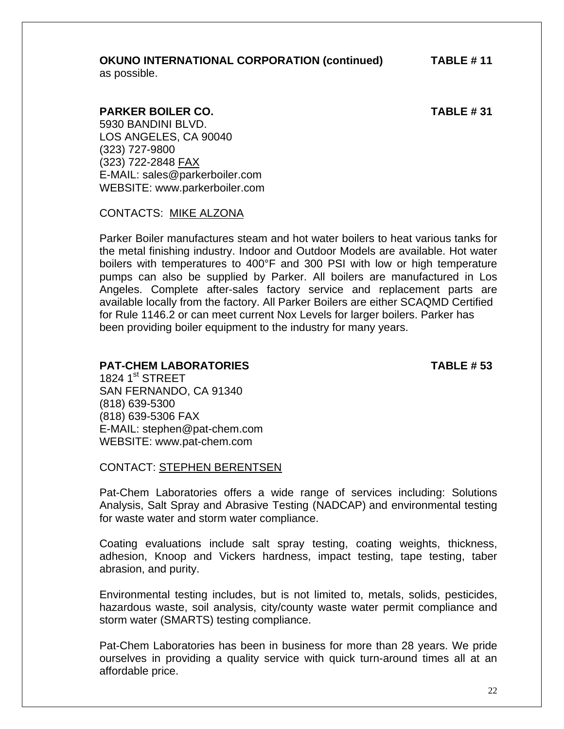**OKUNO INTERNATIONAL CORPORATION (continued) TABLE # 11**

as possible.

**PARKER BOILER CO. TABLE # 31**

5930 BANDINI BLVD.
LOS ANGELES, CA 90040
(323) 727-9800
(323) 722-2848 FAX
E-MAIL: sales@parkerboiler.com
WEBSITE: www.parkerboiler.com

CONTACTS: MIKE ALZONA

Parker Boiler manufactures steam and hot water boilers to heat various tanks for the metal finishing industry. Indoor and Outdoor Models are available. Hot water boilers with temperatures to 400°F and 300 PSI with low or high temperature pumps can also be supplied by Parker. All boilers are manufactured in Los Angeles. Complete after-sales factory service and replacement parts are available locally from the factory. All Parker Boilers are either SCAQMD Certified for Rule 1146.2 or can meet current Nox Levels for larger boilers. Parker has been providing boiler equipment to the industry for many years.

**PAT-CHEM LABORATORIES TABLE # 53**

1824 1st STREET
SAN FERNANDO, CA 91340
(818) 639-5300
(818) 639-5306 FAX
E-MAIL: stephen@pat-chem.com
WEBSITE: www.pat-chem.com

CONTACT: STEPHEN BERENTSEN

Pat-Chem Laboratories offers a wide range of services including: Solutions Analysis, Salt Spray and Abrasive Testing (NADCAP) and environmental testing for waste water and storm water compliance.

Coating evaluations include salt spray testing, coating weights, thickness, adhesion, Knoop and Vickers hardness, impact testing, tape testing, taber abrasion, and purity.

Environmental testing includes, but is not limited to, metals, solids, pesticides, hazardous waste, soil analysis, city/county waste water permit compliance and storm water (SMARTS) testing compliance.

Pat-Chem Laboratories has been in business for more than 28 years. We pride ourselves in providing a quality service with quick turn-around times all at an affordable price.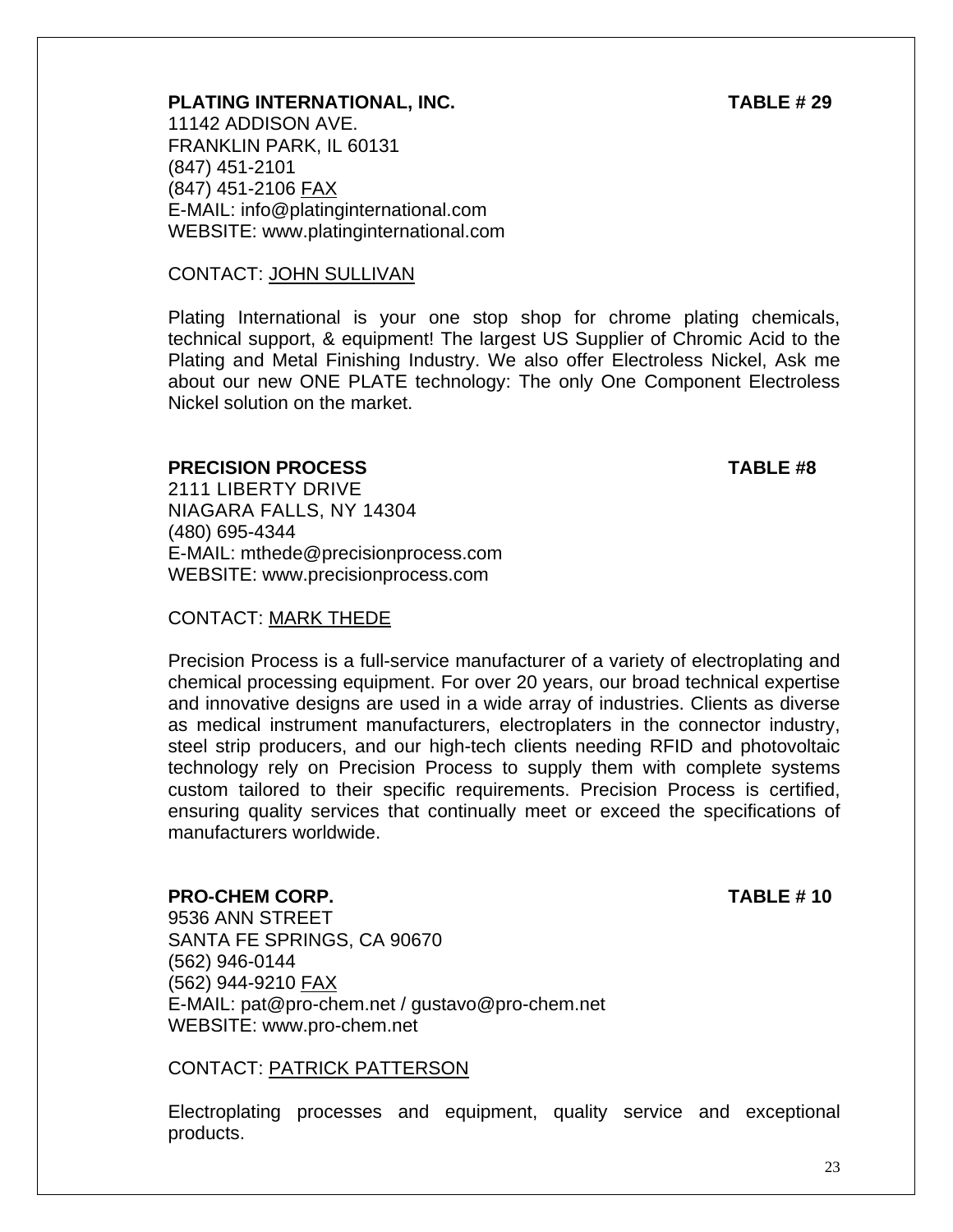**PLATING INTERNATIONAL, INC.** **TABLE # 29**

11142 ADDISON AVE.
FRANKLIN PARK, IL 60131
(847) 451-2101
(847) 451-2106 FAX
E-MAIL: info@platinginternational.com
WEBSITE: www.platinginternational.com

CONTACT: JOHN SULLIVAN

Plating International is your one stop shop for chrome plating chemicals, technical support, & equipment! The largest US Supplier of Chromic Acid to the Plating and Metal Finishing Industry. We also offer Electroless Nickel, Ask me about our new ONE PLATE technology: The only One Component Electroless Nickel solution on the market.

**PRECISION PROCESS** **TABLE #8**

2111 LIBERTY DRIVE
NIAGARA FALLS, NY 14304
(480) 695-4344
E-MAIL: mthede@precisionprocess.com
WEBSITE: www.precisionprocess.com

CONTACT: MARK THEDE

Precision Process is a full-service manufacturer of a variety of electroplating and chemical processing equipment. For over 20 years, our broad technical expertise and innovative designs are used in a wide array of industries. Clients as diverse as medical instrument manufacturers, electroplaters in the connector industry, steel strip producers, and our high-tech clients needing RFID and photovoltaic technology rely on Precision Process to supply them with complete systems custom tailored to their specific requirements. Precision Process is certified, ensuring quality services that continually meet or exceed the specifications of manufacturers worldwide.

**PRO-CHEM CORP.** **TABLE # 10**

9536 ANN STREET
SANTA FE SPRINGS, CA 90670
(562) 946-0144
(562) 944-9210 FAX
E-MAIL: pat@pro-chem.net / gustavo@pro-chem.net
WEBSITE: www.pro-chem.net

CONTACT: PATRICK PATTERSON

Electroplating processes and equipment, quality service and exceptional products.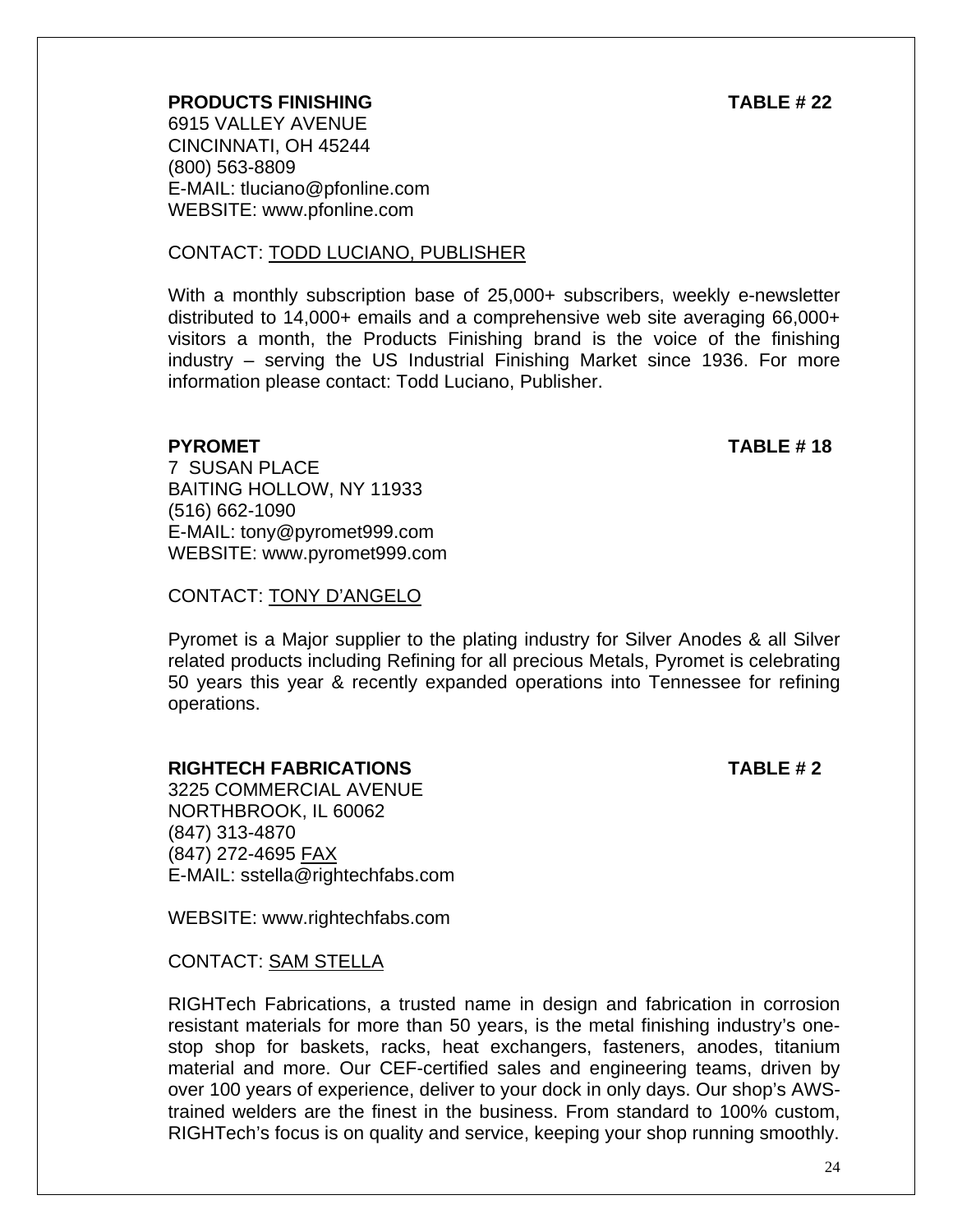**PRODUCTS FINISHING** **TABLE # 22**

6915 VALLEY AVENUE
CINCINNATI, OH 45244
(800) 563-8809
E-MAIL: tluciano@pfonline.com
WEBSITE: www.pfonline.com

CONTACT: TODD LUCIANO, PUBLISHER

With a monthly subscription base of 25,000+ subscribers, weekly e-newsletter distributed to 14,000+ emails and a comprehensive web site averaging 66,000+ visitors a month, the Products Finishing brand is the voice of the finishing industry – serving the US Industrial Finishing Market since 1936. For more information please contact: Todd Luciano, Publisher.

**PYROMET** **TABLE # 18**

7 SUSAN PLACE
BAITING HOLLOW, NY 11933
(516) 662-1090
E-MAIL: tony@pyromet999.com
WEBSITE: www.pyromet999.com

CONTACT: TONY D'ANGELO

Pyromet is a Major supplier to the plating industry for Silver Anodes & all Silver related products including Refining for all precious Metals, Pyromet is celebrating 50 years this year & recently expanded operations into Tennessee for refining operations.

**RIGHTECH FABRICATIONS** **TABLE # 2**

3225 COMMERCIAL AVENUE
NORTHBROOK, IL 60062
(847) 313-4870
(847) 272-4695 FAX
E-MAIL: sstella@rightechfabs.com

WEBSITE: www.rightechfabs.com

CONTACT: SAM STELLA

RIGHTech Fabrications, a trusted name in design and fabrication in corrosion resistant materials for more than 50 years, is the metal finishing industry's one-stop shop for baskets, racks, heat exchangers, fasteners, anodes, titanium material and more. Our CEF-certified sales and engineering teams, driven by over 100 years of experience, deliver to your dock in only days. Our shop's AWS-trained welders are the finest in the business. From standard to 100% custom, RIGHTech's focus is on quality and service, keeping your shop running smoothly.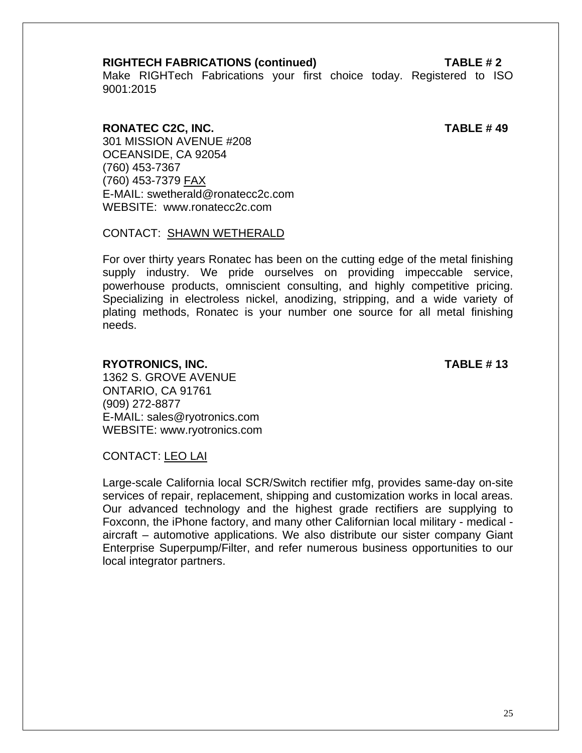**RIGHTECH FABRICATIONS (continued)** **TABLE # 2**

Make RIGHTech Fabrications your first choice today. Registered to ISO 9001:2015

**RONATEC C2C, INC.** **TABLE # 49**

301 MISSION AVENUE #208
OCEANSIDE, CA 92054
(760) 453-7367
(760) 453-7379 FAX
E-MAIL: swetherald@ronatecc2c.com
WEBSITE: www.ronatecc2c.com

CONTACT: SHAWN WETHERALD

For over thirty years Ronatec has been on the cutting edge of the metal finishing supply industry. We pride ourselves on providing impeccable service, powerhouse products, omniscient consulting, and highly competitive pricing. Specializing in electroless nickel, anodizing, stripping, and a wide variety of plating methods, Ronatec is your number one source for all metal finishing needs.

**RYOTRONICS, INC.** **TABLE # 13**

1362 S. GROVE AVENUE
ONTARIO, CA 91761
(909) 272-8877
E-MAIL: sales@ryotronics.com
WEBSITE: www.ryotronics.com

CONTACT: LEO LAI

Large-scale California local SCR/Switch rectifier mfg, provides same-day on-site services of repair, replacement, shipping and customization works in local areas. Our advanced technology and the highest grade rectifiers are supplying to Foxconn, the iPhone factory, and many other Californian local military - medical - aircraft – automotive applications. We also distribute our sister company Giant Enterprise Superpump/Filter, and refer numerous business opportunities to our local integrator partners.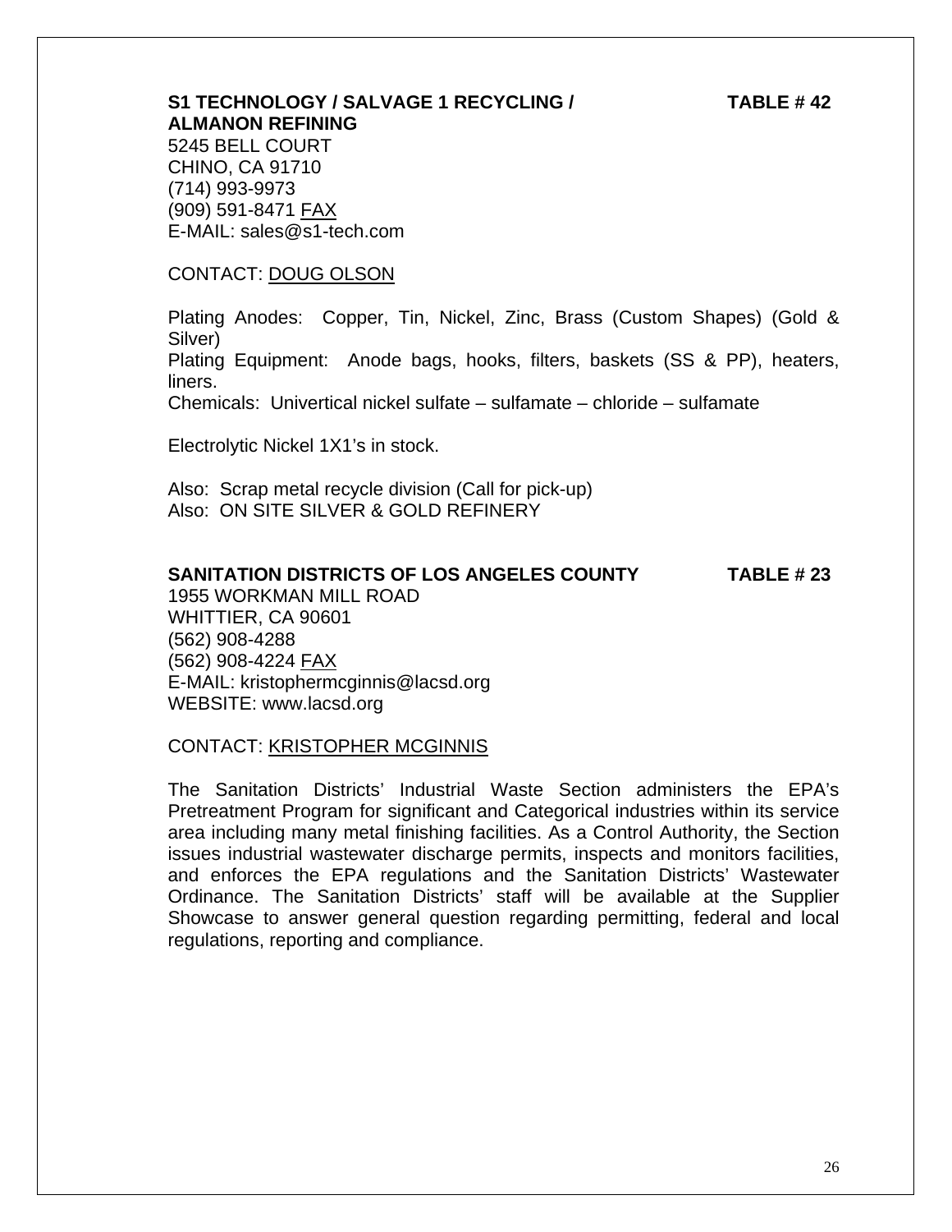**S1 TECHNOLOGY / SALVAGE 1 RECYCLING / ALMANON REFINING** **TABLE # 42**
5245 BELL COURT
CHINO, CA 91710
(714) 993-9973
(909) 591-8471 FAX
E-MAIL: sales@s1-tech.com

CONTACT: DOUG OLSON

Plating Anodes: Copper, Tin, Nickel, Zinc, Brass (Custom Shapes) (Gold & Silver)
Plating Equipment: Anode bags, hooks, filters, baskets (SS & PP), heaters, liners.
Chemicals: Univertical nickel sulfate – sulfamate – chloride – sulfamate

Electrolytic Nickel 1X1's in stock.

Also: Scrap metal recycle division (Call for pick-up)
Also: ON SITE SILVER & GOLD REFINERY

**SANITATION DISTRICTS OF LOS ANGELES COUNTY** **TABLE # 23**
1955 WORKMAN MILL ROAD
WHITTIER, CA 90601
(562) 908-4288
(562) 908-4224 FAX
E-MAIL: kristophermcginnis@lacsd.org
WEBSITE: www.lacsd.org

CONTACT: KRISTOPHER MCGINNIS

The Sanitation Districts' Industrial Waste Section administers the EPA's Pretreatment Program for significant and Categorical industries within its service area including many metal finishing facilities. As a Control Authority, the Section issues industrial wastewater discharge permits, inspects and monitors facilities, and enforces the EPA regulations and the Sanitation Districts' Wastewater Ordinance. The Sanitation Districts' staff will be available at the Supplier Showcase to answer general question regarding permitting, federal and local regulations, reporting and compliance.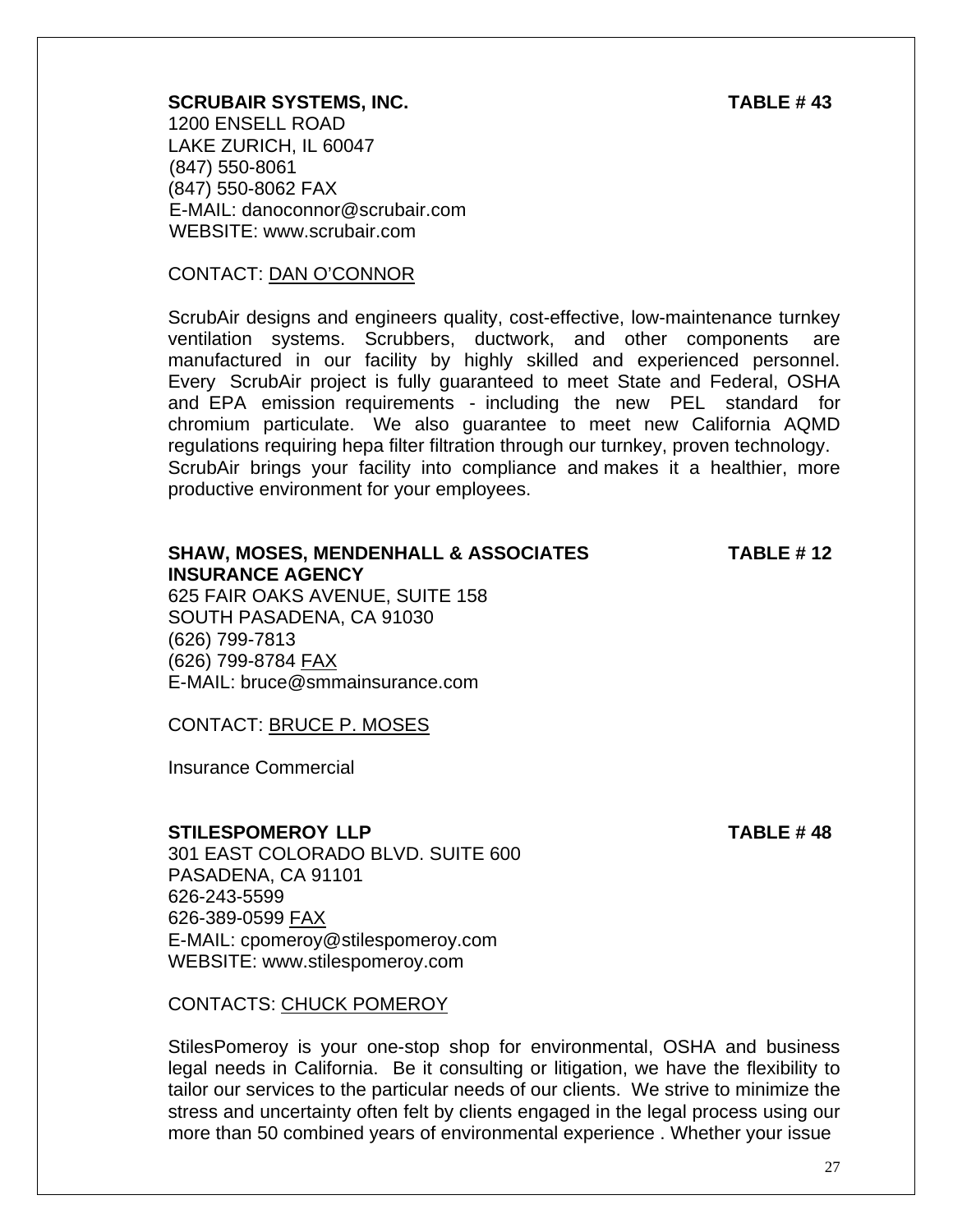**SCRUBAIR SYSTEMS, INC.** **TABLE # 43**

1200 ENSELL ROAD
LAKE ZURICH, IL 60047
(847) 550-8061
(847) 550-8062 FAX
E-MAIL: danoconnor@scrubair.com
WEBSITE: www.scrubair.com

CONTACT: DAN O'CONNOR

ScrubAir designs and engineers quality, cost-effective, low-maintenance turnkey ventilation systems. Scrubbers, ductwork, and other components are manufactured in our facility by highly skilled and experienced personnel. Every ScrubAir project is fully guaranteed to meet State and Federal, OSHA and EPA emission requirements - including the new PEL standard for chromium particulate. We also guarantee to meet new California AQMD regulations requiring hepa filter filtration through our turnkey, proven technology. ScrubAir brings your facility into compliance and makes it a healthier, more productive environment for your employees.

**SHAW, MOSES, MENDENHALL & ASSOCIATES INSURANCE AGENCY** **TABLE # 12**

625 FAIR OAKS AVENUE, SUITE 158
SOUTH PASADENA, CA 91030
(626) 799-7813
(626) 799-8784 FAX
E-MAIL: bruce@smmainsurance.com

CONTACT: BRUCE P. MOSES

Insurance Commercial

**STILESPOMEROY LLP** **TABLE # 48**

301 EAST COLORADO BLVD. SUITE 600
PASADENA, CA 91101
626-243-5599
626-389-0599 FAX
E-MAIL: cpomeroy@stilespomeroy.com
WEBSITE: www.stilespomeroy.com

CONTACTS: CHUCK POMEROY

StilesPomeroy is your one-stop shop for environmental, OSHA and business legal needs in California. Be it consulting or litigation, we have the flexibility to tailor our services to the particular needs of our clients. We strive to minimize the stress and uncertainty often felt by clients engaged in the legal process using our more than 50 combined years of environmental experience . Whether your issue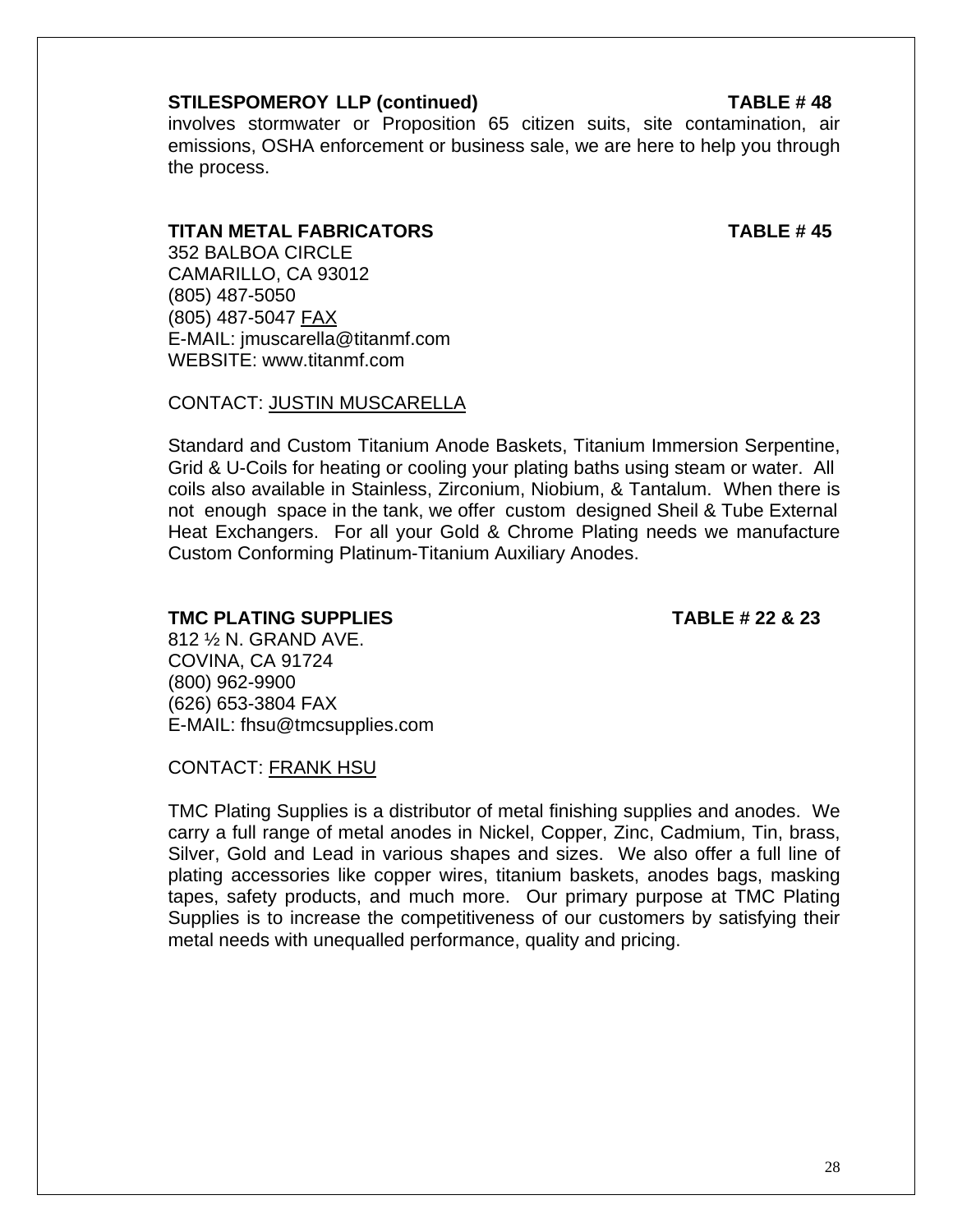**STILESPOMEROY LLP (continued)** **TABLE # 48**

involves stormwater or Proposition 65 citizen suits, site contamination, air emissions, OSHA enforcement or business sale, we are here to help you through the process.

**TITAN METAL FABRICATORS** **TABLE # 45**

352 BALBOA CIRCLE
CAMARILLO, CA 93012
(805) 487-5050
(805) 487-5047 FAX
E-MAIL: jmuscarella@titanmf.com
WEBSITE: www.titanmf.com

CONTACT: JUSTIN MUSCARELLA

Standard and Custom Titanium Anode Baskets, Titanium Immersion Serpentine, Grid & U-Coils for heating or cooling your plating baths using steam or water. All coils also available in Stainless, Zirconium, Niobium, & Tantalum. When there is not enough space in the tank, we offer custom designed Sheil & Tube External Heat Exchangers. For all your Gold & Chrome Plating needs we manufacture Custom Conforming Platinum-Titanium Auxiliary Anodes.

**TMC PLATING SUPPLIES** **TABLE # 22 & 23**

812 ½ N. GRAND AVE.
COVINA, CA 91724
(800) 962-9900
(626) 653-3804 FAX
E-MAIL: fhsu@tmcsupplies.com

CONTACT: FRANK HSU

TMC Plating Supplies is a distributor of metal finishing supplies and anodes. We carry a full range of metal anodes in Nickel, Copper, Zinc, Cadmium, Tin, brass, Silver, Gold and Lead in various shapes and sizes. We also offer a full line of plating accessories like copper wires, titanium baskets, anodes bags, masking tapes, safety products, and much more. Our primary purpose at TMC Plating Supplies is to increase the competitiveness of our customers by satisfying their metal needs with unequalled performance, quality and pricing.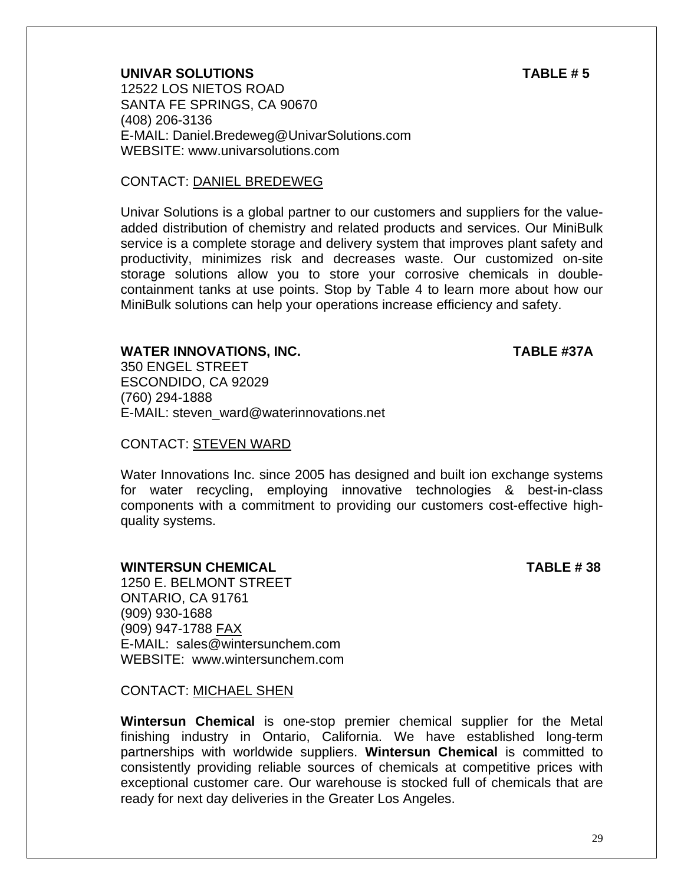**UNIVAR SOLUTIONS** **TABLE # 5**

12522 LOS NIETOS ROAD
SANTA FE SPRINGS, CA 90670
(408) 206-3136
E-MAIL: Daniel.Bredeweg@UnivarSolutions.com
WEBSITE: www.univarsolutions.com

CONTACT: DANIEL BREDEWEG

Univar Solutions is a global partner to our customers and suppliers for the value-added distribution of chemistry and related products and services. Our MiniBulk service is a complete storage and delivery system that improves plant safety and productivity, minimizes risk and decreases waste. Our customized on-site storage solutions allow you to store your corrosive chemicals in double-containment tanks at use points. Stop by Table 4 to learn more about how our MiniBulk solutions can help your operations increase efficiency and safety.

**WATER INNOVATIONS, INC.** **TABLE #37A**

350 ENGEL STREET
ESCONDIDO, CA 92029
(760) 294-1888
E-MAIL: steven_ward@waterinnovations.net

CONTACT: STEVEN WARD

Water Innovations Inc. since 2005 has designed and built ion exchange systems for water recycling, employing innovative technologies & best-in-class components with a commitment to providing our customers cost-effective high-quality systems.

**WINTERSUN CHEMICAL** **TABLE # 38**

1250 E. BELMONT STREET
ONTARIO, CA 91761
(909) 930-1688
(909) 947-1788 FAX
E-MAIL: sales@wintersunchem.com
WEBSITE: www.wintersunchem.com

CONTACT: MICHAEL SHEN

**Wintersun Chemical** is one-stop premier chemical supplier for the Metal finishing industry in Ontario, California. We have established long-term partnerships with worldwide suppliers. **Wintersun Chemical** is committed to consistently providing reliable sources of chemicals at competitive prices with exceptional customer care. Our warehouse is stocked full of chemicals that are ready for next day deliveries in the Greater Los Angeles.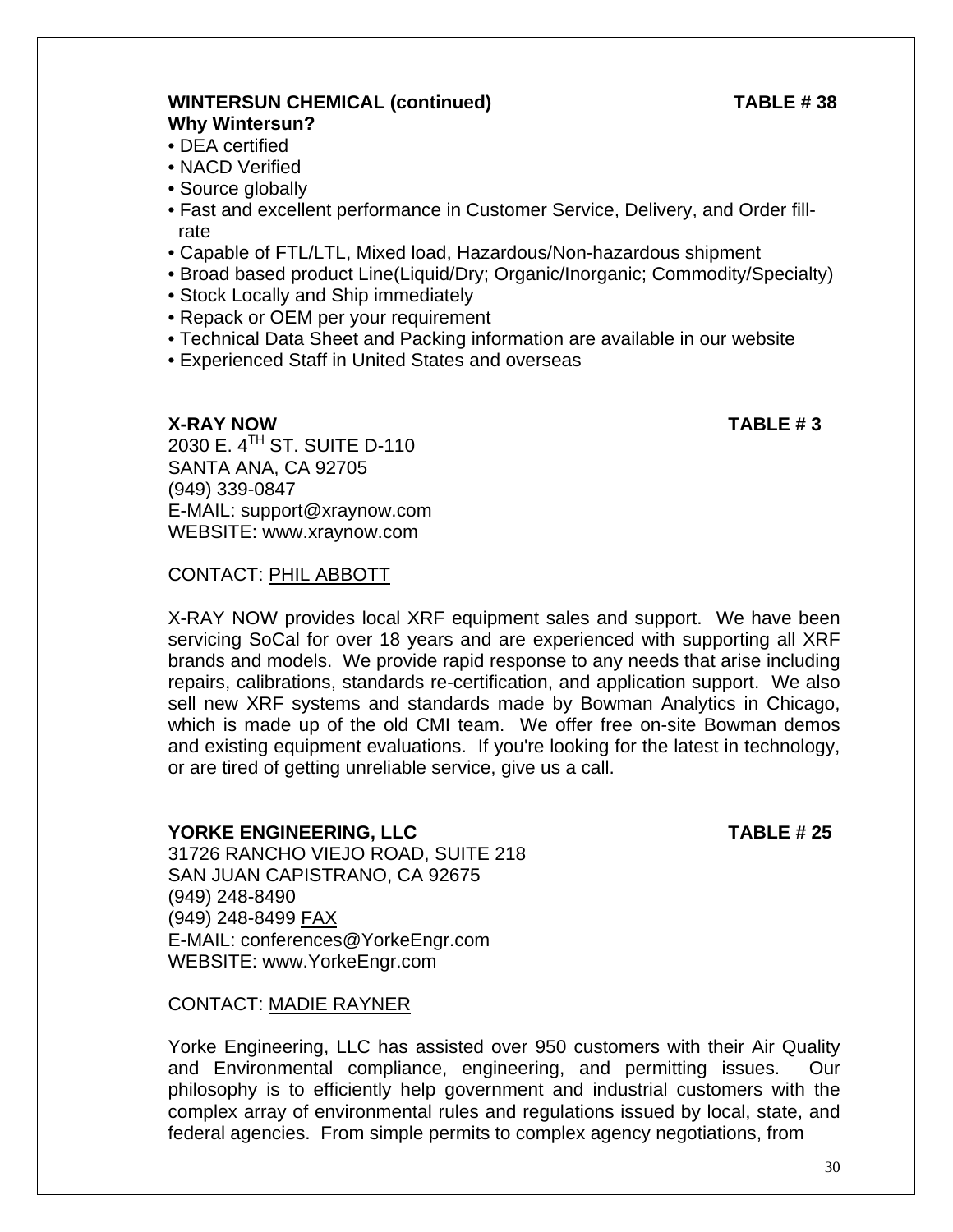**WINTERSUN CHEMICAL (continued)** **TABLE # 38**

**Why Wintersun?**

- DEA certified
- NACD Verified
- Source globally
- Fast and excellent performance in Customer Service, Delivery, and Order fill-rate
- Capable of FTL/LTL, Mixed load, Hazardous/Non-hazardous shipment
- Broad based product Line(Liquid/Dry; Organic/Inorganic; Commodity/Specialty)
- Stock Locally and Ship immediately
- Repack or OEM per your requirement
- Technical Data Sheet and Packing information are available in our website
- Experienced Staff in United States and overseas

**X-RAY NOW** **TABLE # 3**

2030 E. 4TH ST. SUITE D-110
SANTA ANA, CA 92705
(949) 339-0847
E-MAIL: support@xraynow.com
WEBSITE: www.xraynow.com

CONTACT: PHIL ABBOTT

X-RAY NOW provides local XRF equipment sales and support. We have been servicing SoCal for over 18 years and are experienced with supporting all XRF brands and models. We provide rapid response to any needs that arise including repairs, calibrations, standards re-certification, and application support. We also sell new XRF systems and standards made by Bowman Analytics in Chicago, which is made up of the old CMI team. We offer free on-site Bowman demos and existing equipment evaluations. If you're looking for the latest in technology, or are tired of getting unreliable service, give us a call.

**YORKE ENGINEERING, LLC** **TABLE # 25**

31726 RANCHO VIEJO ROAD, SUITE 218
SAN JUAN CAPISTRANO, CA 92675
(949) 248-8490
(949) 248-8499 FAX
E-MAIL: conferences@YorkeEngr.com
WEBSITE: www.YorkeEngr.com

CONTACT: MADIE RAYNER

Yorke Engineering, LLC has assisted over 950 customers with their Air Quality and Environmental compliance, engineering, and permitting issues. Our philosophy is to efficiently help government and industrial customers with the complex array of environmental rules and regulations issued by local, state, and federal agencies. From simple permits to complex agency negotiations, from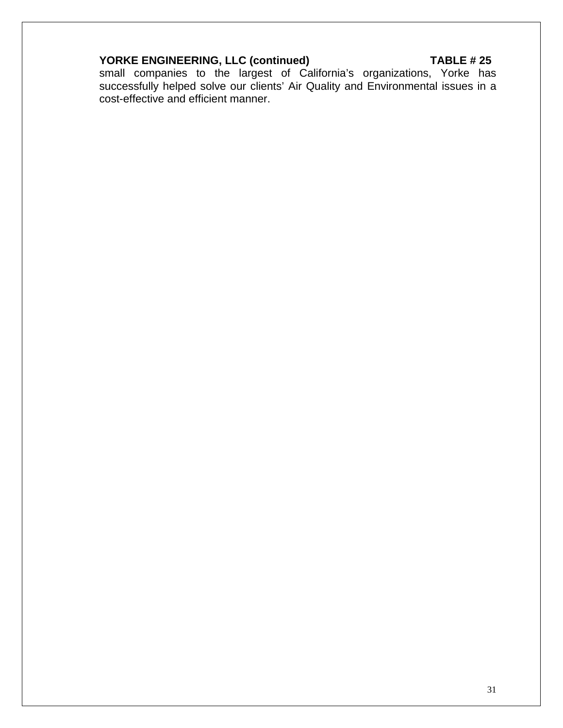**YORKE ENGINEERING, LLC (continued)** **TABLE # 25**

small companies to the largest of California's organizations, Yorke has successfully helped solve our clients' Air Quality and Environmental issues in a cost-effective and efficient manner.